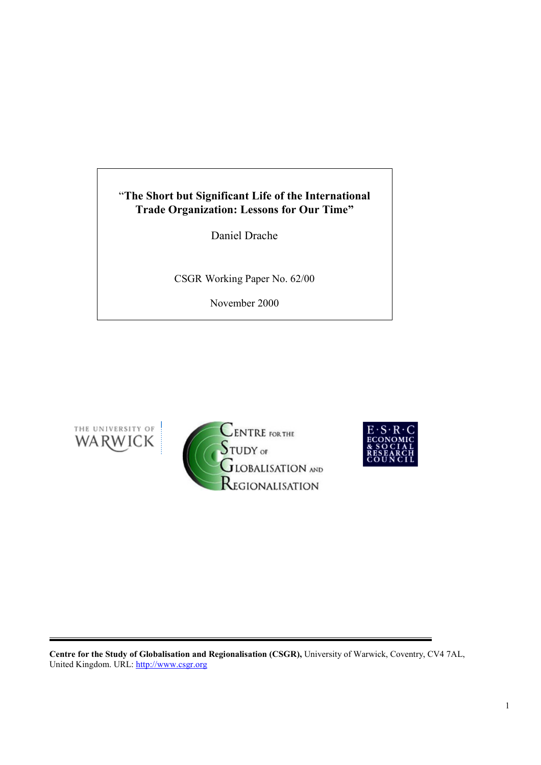# "The Short but Significant Life of the International Trade Organization: Lessons for Our Time"

Daniel Drache

CSGR Working Paper No. 62/00

November 2000

**Centre for the Study of Globalisation and Regionalisation (CSGR),** University of Warwick, Coventry, CV4 7AL, United Kingdom. URL: http://www.csgr.org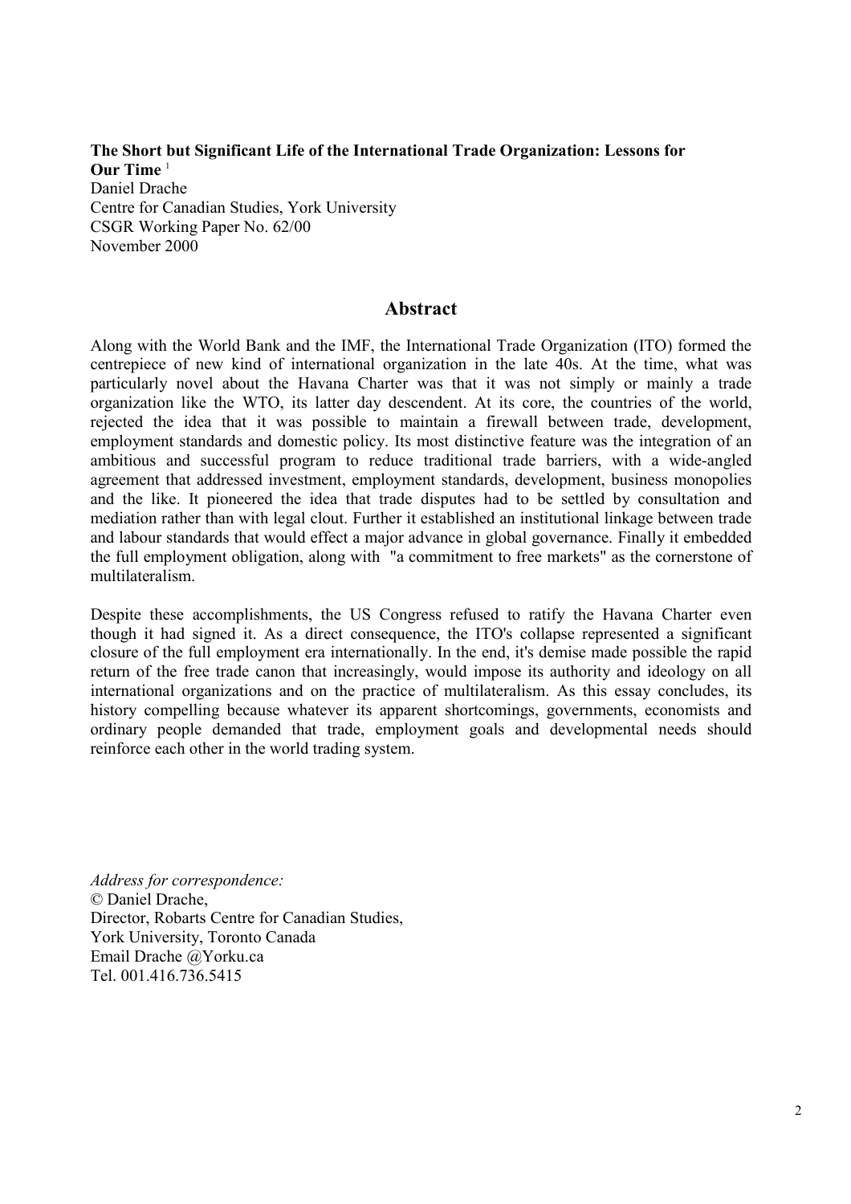**The Short but Significant Life of the International Trade Organization: Lessons for Our Time** [1]

Daniel Drache
Centre for Canadian Studies, York University
CSGR Working Paper No. 62/00
November 2000

## Abstract

Along with the World Bank and the IMF, the International Trade Organization (ITO) formed the centrepiece of new kind of international organization in the late 40s. At the time, what was particularly novel about the Havana Charter was that it was not simply or mainly a trade organization like the WTO, its latter day descendent. At its core, the countries of the world, rejected the idea that it was possible to maintain a firewall between trade, development, employment standards and domestic policy. Its most distinctive feature was the integration of an ambitious and successful program to reduce traditional trade barriers, with a wide-angled agreement that addressed investment, employment standards, development, business monopolies and the like. It pioneered the idea that trade disputes had to be settled by consultation and mediation rather than with legal clout. Further it established an institutional linkage between trade and labour standards that would effect a major advance in global governance. Finally it embedded the full employment obligation, along with "a commitment to free markets" as the cornerstone of multilateralism.

Despite these accomplishments, the US Congress refused to ratify the Havana Charter even though it had signed it. As a direct consequence, the ITO's collapse represented a significant closure of the full employment era internationally. In the end, it's demise made possible the rapid return of the free trade canon that increasingly, would impose its authority and ideology on all international organizations and on the practice of multilateralism. As this essay concludes, its history compelling because whatever its apparent shortcomings, governments, economists and ordinary people demanded that trade, employment goals and developmental needs should reinforce each other in the world trading system.

*Address for correspondence:*
© Daniel Drache,
Director, Robarts Centre for Canadian Studies,
York University, Toronto Canada
Email Drache @Yorku.ca
Tel. 001.416.736.5415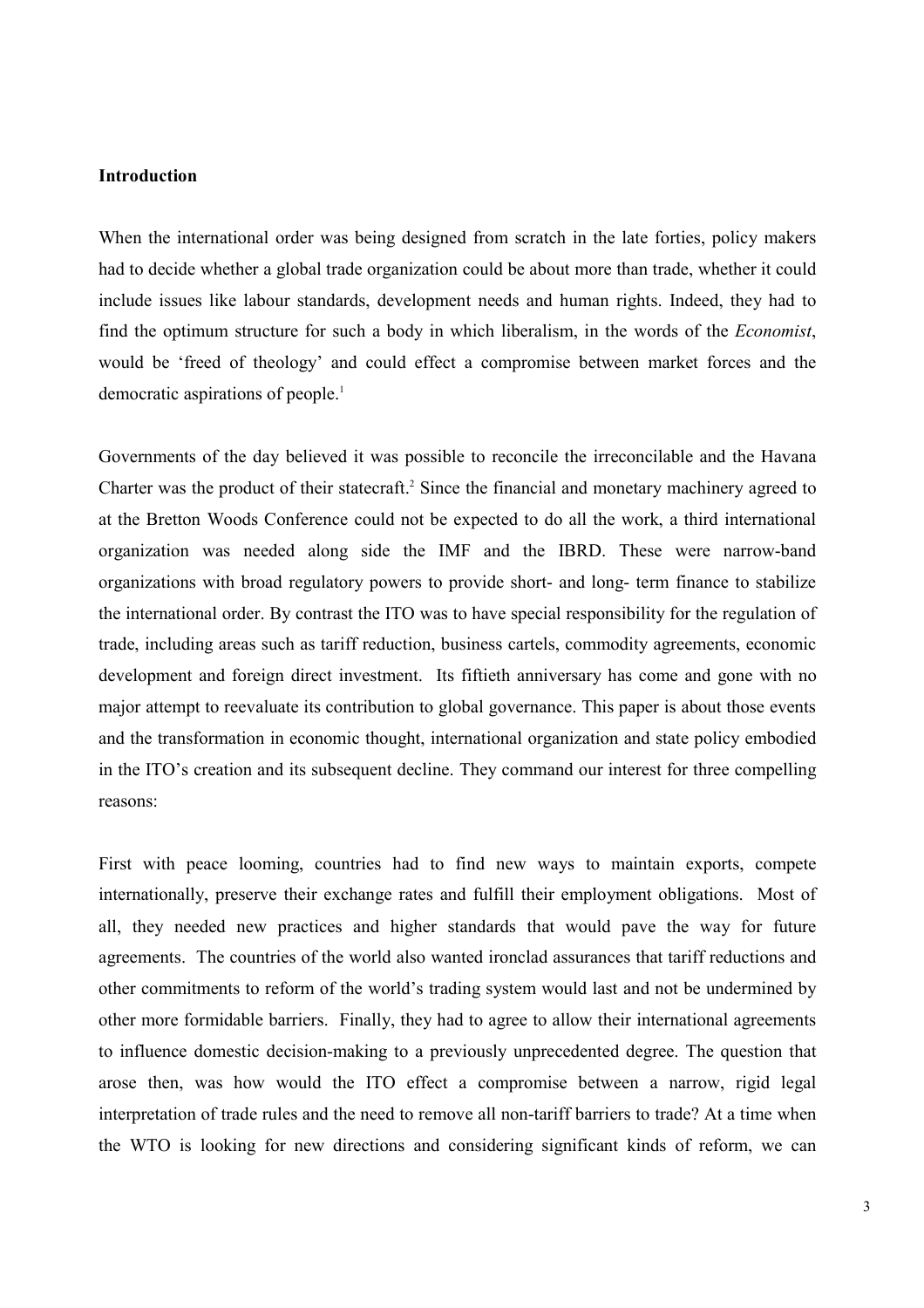**Introduction**

When the international order was being designed from scratch in the late forties, policy makers had to decide whether a global trade organization could be about more than trade, whether it could include issues like labour standards, development needs and human rights. Indeed, they had to find the optimum structure for such a body in which liberalism, in the words of the *Economist*, would be 'freed of theology' and could effect a compromise between market forces and the democratic aspirations of people.[1]

Governments of the day believed it was possible to reconcile the irreconcilable and the Havana Charter was the product of their statecraft.[2] Since the financial and monetary machinery agreed to at the Bretton Woods Conference could not be expected to do all the work, a third international organization was needed along side the IMF and the IBRD. These were narrow-band organizations with broad regulatory powers to provide short- and long- term finance to stabilize the international order. By contrast the ITO was to have special responsibility for the regulation of trade, including areas such as tariff reduction, business cartels, commodity agreements, economic development and foreign direct investment. Its fiftieth anniversary has come and gone with no major attempt to reevaluate its contribution to global governance. This paper is about those events and the transformation in economic thought, international organization and state policy embodied in the ITO's creation and its subsequent decline. They command our interest for three compelling reasons:

First with peace looming, countries had to find new ways to maintain exports, compete internationally, preserve their exchange rates and fulfill their employment obligations. Most of all, they needed new practices and higher standards that would pave the way for future agreements. The countries of the world also wanted ironclad assurances that tariff reductions and other commitments to reform of the world's trading system would last and not be undermined by other more formidable barriers. Finally, they had to agree to allow their international agreements to influence domestic decision-making to a previously unprecedented degree. The question that arose then, was how would the ITO effect a compromise between a narrow, rigid legal interpretation of trade rules and the need to remove all non-tariff barriers to trade? At a time when the WTO is looking for new directions and considering significant kinds of reform, we can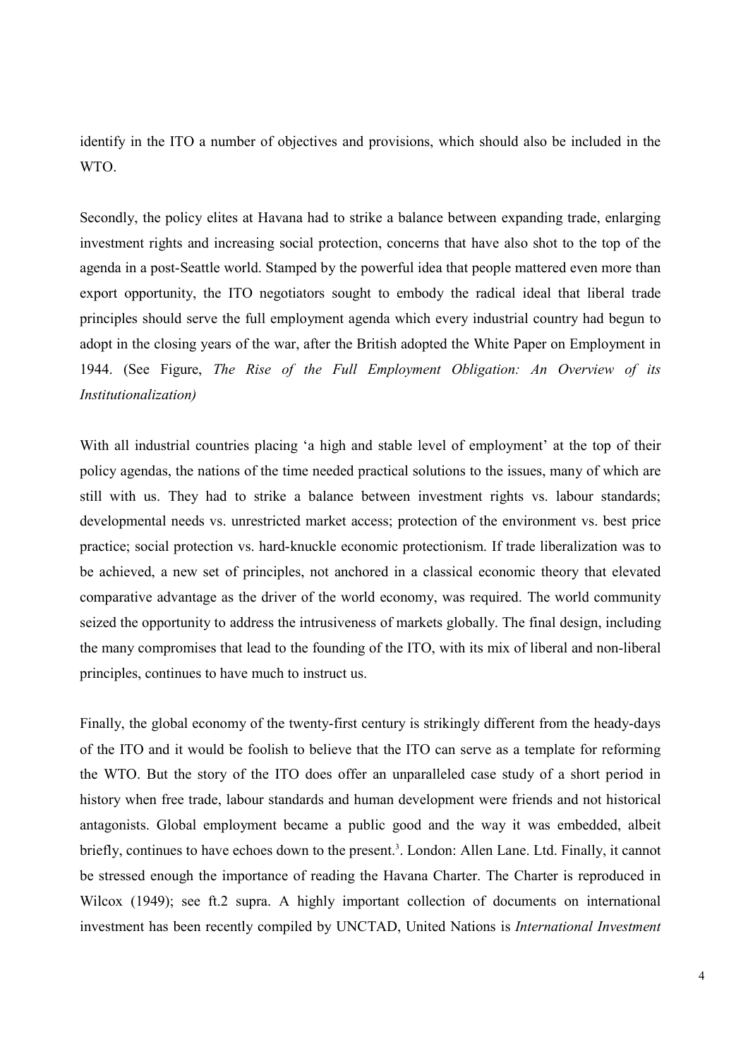identify in the ITO a number of objectives and provisions, which should also be included in the WTO.

Secondly, the policy elites at Havana had to strike a balance between expanding trade, enlarging investment rights and increasing social protection, concerns that have also shot to the top of the agenda in a post-Seattle world. Stamped by the powerful idea that people mattered even more than export opportunity, the ITO negotiators sought to embody the radical ideal that liberal trade principles should serve the full employment agenda which every industrial country had begun to adopt in the closing years of the war, after the British adopted the White Paper on Employment in 1944. (See Figure, *The Rise of the Full Employment Obligation: An Overview of its Institutionalization)*

With all industrial countries placing 'a high and stable level of employment' at the top of their policy agendas, the nations of the time needed practical solutions to the issues, many of which are still with us. They had to strike a balance between investment rights vs. labour standards; developmental needs vs. unrestricted market access; protection of the environment vs. best price practice; social protection vs. hard-knuckle economic protectionism. If trade liberalization was to be achieved, a new set of principles, not anchored in a classical economic theory that elevated comparative advantage as the driver of the world economy, was required. The world community seized the opportunity to address the intrusiveness of markets globally. The final design, including the many compromises that lead to the founding of the ITO, with its mix of liberal and non-liberal principles, continues to have much to instruct us.

Finally, the global economy of the twenty-first century is strikingly different from the heady-days of the ITO and it would be foolish to believe that the ITO can serve as a template for reforming the WTO. But the story of the ITO does offer an unparalleled case study of a short period in history when free trade, labour standards and human development were friends and not historical antagonists. Global employment became a public good and the way it was embedded, albeit briefly, continues to have echoes down to the present.[3]. London: Allen Lane. Ltd. Finally, it cannot be stressed enough the importance of reading the Havana Charter. The Charter is reproduced in Wilcox (1949); see ft.2 supra. A highly important collection of documents on international investment has been recently compiled by UNCTAD, United Nations is *International Investment*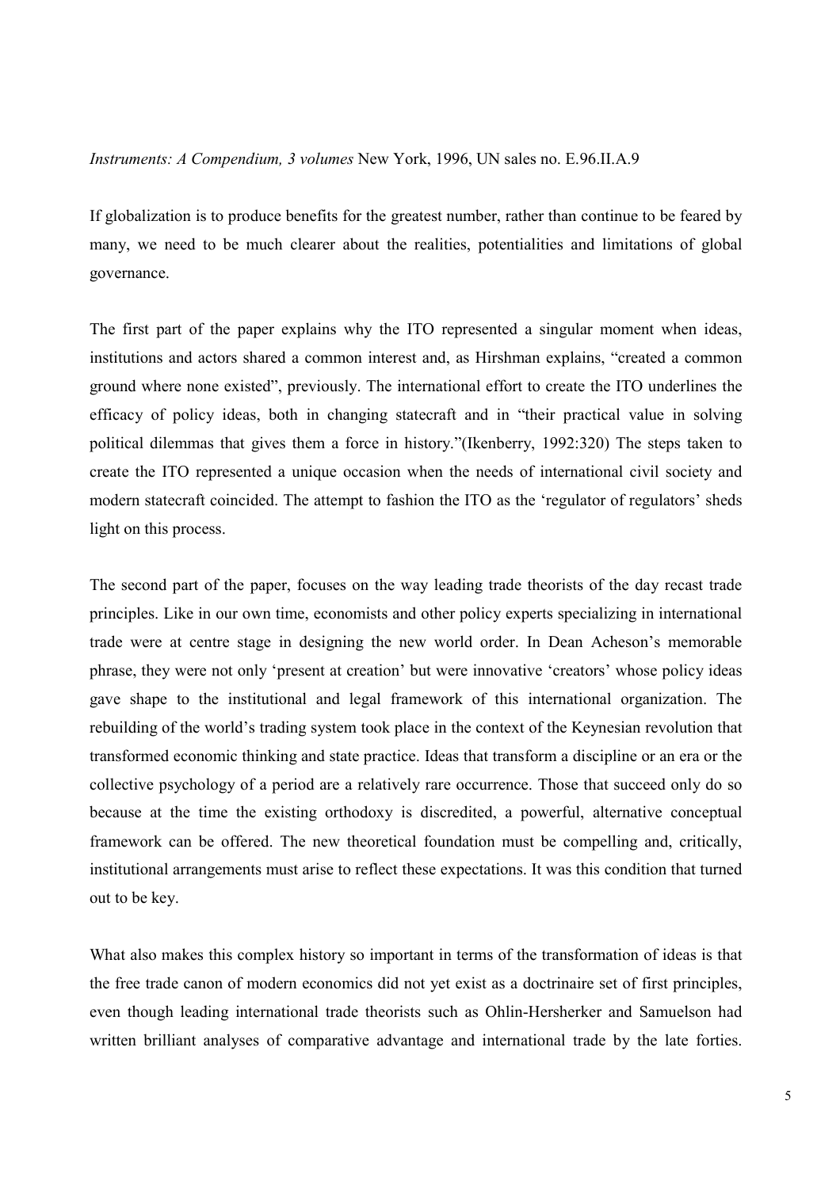*Instruments: A Compendium, 3 volumes* New York, 1996, UN sales no. E.96.II.A.9

If globalization is to produce benefits for the greatest number, rather than continue to be feared by many, we need to be much clearer about the realities, potentialities and limitations of global governance.

The first part of the paper explains why the ITO represented a singular moment when ideas, institutions and actors shared a common interest and, as Hirshman explains, "created a common ground where none existed", previously. The international effort to create the ITO underlines the efficacy of policy ideas, both in changing statecraft and in "their practical value in solving political dilemmas that gives them a force in history."(Ikenberry, 1992:320) The steps taken to create the ITO represented a unique occasion when the needs of international civil society and modern statecraft coincided. The attempt to fashion the ITO as the 'regulator of regulators' sheds light on this process.

The second part of the paper, focuses on the way leading trade theorists of the day recast trade principles. Like in our own time, economists and other policy experts specializing in international trade were at centre stage in designing the new world order. In Dean Acheson's memorable phrase, they were not only 'present at creation' but were innovative 'creators' whose policy ideas gave shape to the institutional and legal framework of this international organization. The rebuilding of the world's trading system took place in the context of the Keynesian revolution that transformed economic thinking and state practice. Ideas that transform a discipline or an era or the collective psychology of a period are a relatively rare occurrence. Those that succeed only do so because at the time the existing orthodoxy is discredited, a powerful, alternative conceptual framework can be offered. The new theoretical foundation must be compelling and, critically, institutional arrangements must arise to reflect these expectations. It was this condition that turned out to be key.

What also makes this complex history so important in terms of the transformation of ideas is that the free trade canon of modern economics did not yet exist as a doctrinaire set of first principles, even though leading international trade theorists such as Ohlin-Hersherker and Samuelson had written brilliant analyses of comparative advantage and international trade by the late forties.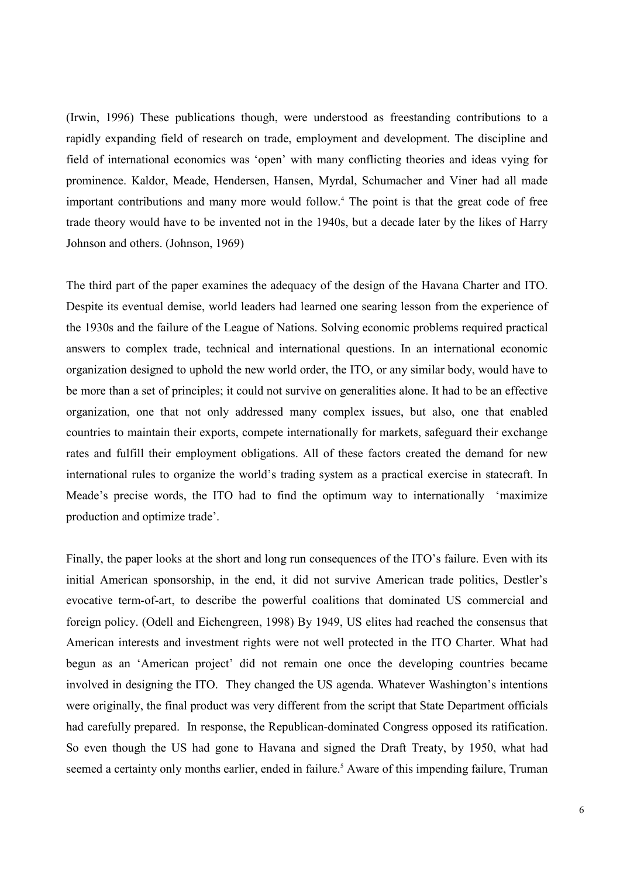(Irwin, 1996) These publications though, were understood as freestanding contributions to a rapidly expanding field of research on trade, employment and development. The discipline and field of international economics was 'open' with many conflicting theories and ideas vying for prominence. Kaldor, Meade, Hendersen, Hansen, Myrdal, Schumacher and Viner had all made important contributions and many more would follow.[4] The point is that the great code of free trade theory would have to be invented not in the 1940s, but a decade later by the likes of Harry Johnson and others. (Johnson, 1969)

The third part of the paper examines the adequacy of the design of the Havana Charter and ITO. Despite its eventual demise, world leaders had learned one searing lesson from the experience of the 1930s and the failure of the League of Nations. Solving economic problems required practical answers to complex trade, technical and international questions. In an international economic organization designed to uphold the new world order, the ITO, or any similar body, would have to be more than a set of principles; it could not survive on generalities alone. It had to be an effective organization, one that not only addressed many complex issues, but also, one that enabled countries to maintain their exports, compete internationally for markets, safeguard their exchange rates and fulfill their employment obligations. All of these factors created the demand for new international rules to organize the world's trading system as a practical exercise in statecraft. In Meade's precise words, the ITO had to find the optimum way to internationally 'maximize production and optimize trade'.

Finally, the paper looks at the short and long run consequences of the ITO's failure. Even with its initial American sponsorship, in the end, it did not survive American trade politics, Destler's evocative term-of-art, to describe the powerful coalitions that dominated US commercial and foreign policy. (Odell and Eichengreen, 1998) By 1949, US elites had reached the consensus that American interests and investment rights were not well protected in the ITO Charter. What had begun as an 'American project' did not remain one once the developing countries became involved in designing the ITO. They changed the US agenda. Whatever Washington's intentions were originally, the final product was very different from the script that State Department officials had carefully prepared. In response, the Republican-dominated Congress opposed its ratification. So even though the US had gone to Havana and signed the Draft Treaty, by 1950, what had seemed a certainty only months earlier, ended in failure.[5] Aware of this impending failure, Truman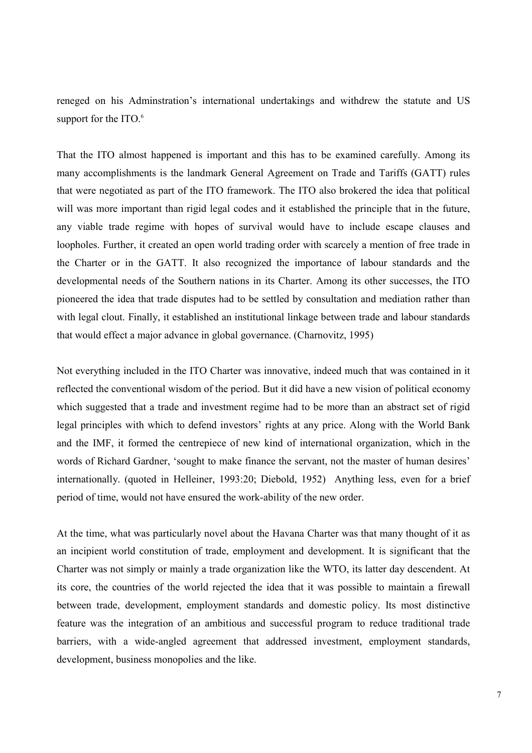reneged on his Adminstration's international undertakings and withdrew the statute and US support for the ITO.[6]

That the ITO almost happened is important and this has to be examined carefully. Among its many accomplishments is the landmark General Agreement on Trade and Tariffs (GATT) rules that were negotiated as part of the ITO framework. The ITO also brokered the idea that political will was more important than rigid legal codes and it established the principle that in the future, any viable trade regime with hopes of survival would have to include escape clauses and loopholes. Further, it created an open world trading order with scarcely a mention of free trade in the Charter or in the GATT. It also recognized the importance of labour standards and the developmental needs of the Southern nations in its Charter. Among its other successes, the ITO pioneered the idea that trade disputes had to be settled by consultation and mediation rather than with legal clout. Finally, it established an institutional linkage between trade and labour standards that would effect a major advance in global governance. (Charnovitz, 1995)

Not everything included in the ITO Charter was innovative, indeed much that was contained in it reflected the conventional wisdom of the period. But it did have a new vision of political economy which suggested that a trade and investment regime had to be more than an abstract set of rigid legal principles with which to defend investors' rights at any price. Along with the World Bank and the IMF, it formed the centrepiece of new kind of international organization, which in the words of Richard Gardner, 'sought to make finance the servant, not the master of human desires' internationally. (quoted in Helleiner, 1993:20; Diebold, 1952) Anything less, even for a brief period of time, would not have ensured the work-ability of the new order.

At the time, what was particularly novel about the Havana Charter was that many thought of it as an incipient world constitution of trade, employment and development. It is significant that the Charter was not simply or mainly a trade organization like the WTO, its latter day descendent. At its core, the countries of the world rejected the idea that it was possible to maintain a firewall between trade, development, employment standards and domestic policy. Its most distinctive feature was the integration of an ambitious and successful program to reduce traditional trade barriers, with a wide-angled agreement that addressed investment, employment standards, development, business monopolies and the like.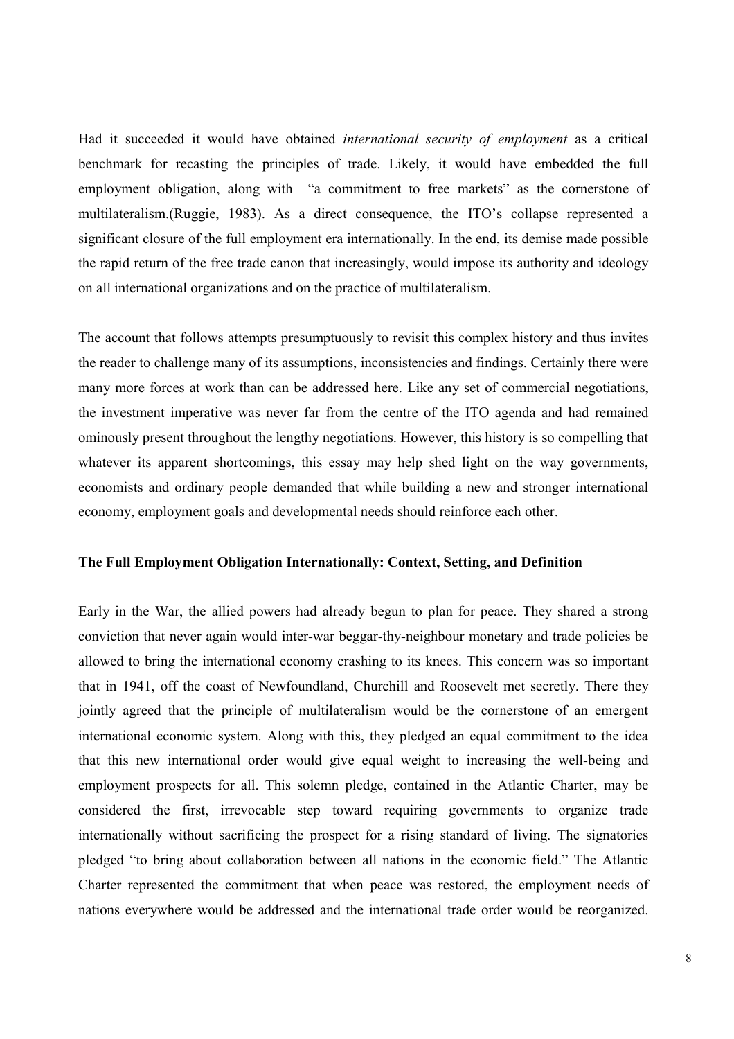Had it succeeded it would have obtained *international security of employment* as a critical benchmark for recasting the principles of trade. Likely, it would have embedded the full employment obligation, along with "a commitment to free markets" as the cornerstone of multilateralism.(Ruggie, 1983). As a direct consequence, the ITO's collapse represented a significant closure of the full employment era internationally. In the end, its demise made possible the rapid return of the free trade canon that increasingly, would impose its authority and ideology on all international organizations and on the practice of multilateralism.

The account that follows attempts presumptuously to revisit this complex history and thus invites the reader to challenge many of its assumptions, inconsistencies and findings. Certainly there were many more forces at work than can be addressed here. Like any set of commercial negotiations, the investment imperative was never far from the centre of the ITO agenda and had remained ominously present throughout the lengthy negotiations. However, this history is so compelling that whatever its apparent shortcomings, this essay may help shed light on the way governments, economists and ordinary people demanded that while building a new and stronger international economy, employment goals and developmental needs should reinforce each other.

## The Full Employment Obligation Internationally: Context, Setting, and Definition

Early in the War, the allied powers had already begun to plan for peace. They shared a strong conviction that never again would inter-war beggar-thy-neighbour monetary and trade policies be allowed to bring the international economy crashing to its knees. This concern was so important that in 1941, off the coast of Newfoundland, Churchill and Roosevelt met secretly. There they jointly agreed that the principle of multilateralism would be the cornerstone of an emergent international economic system. Along with this, they pledged an equal commitment to the idea that this new international order would give equal weight to increasing the well-being and employment prospects for all. This solemn pledge, contained in the Atlantic Charter, may be considered the first, irrevocable step toward requiring governments to organize trade internationally without sacrificing the prospect for a rising standard of living. The signatories pledged "to bring about collaboration between all nations in the economic field." The Atlantic Charter represented the commitment that when peace was restored, the employment needs of nations everywhere would be addressed and the international trade order would be reorganized.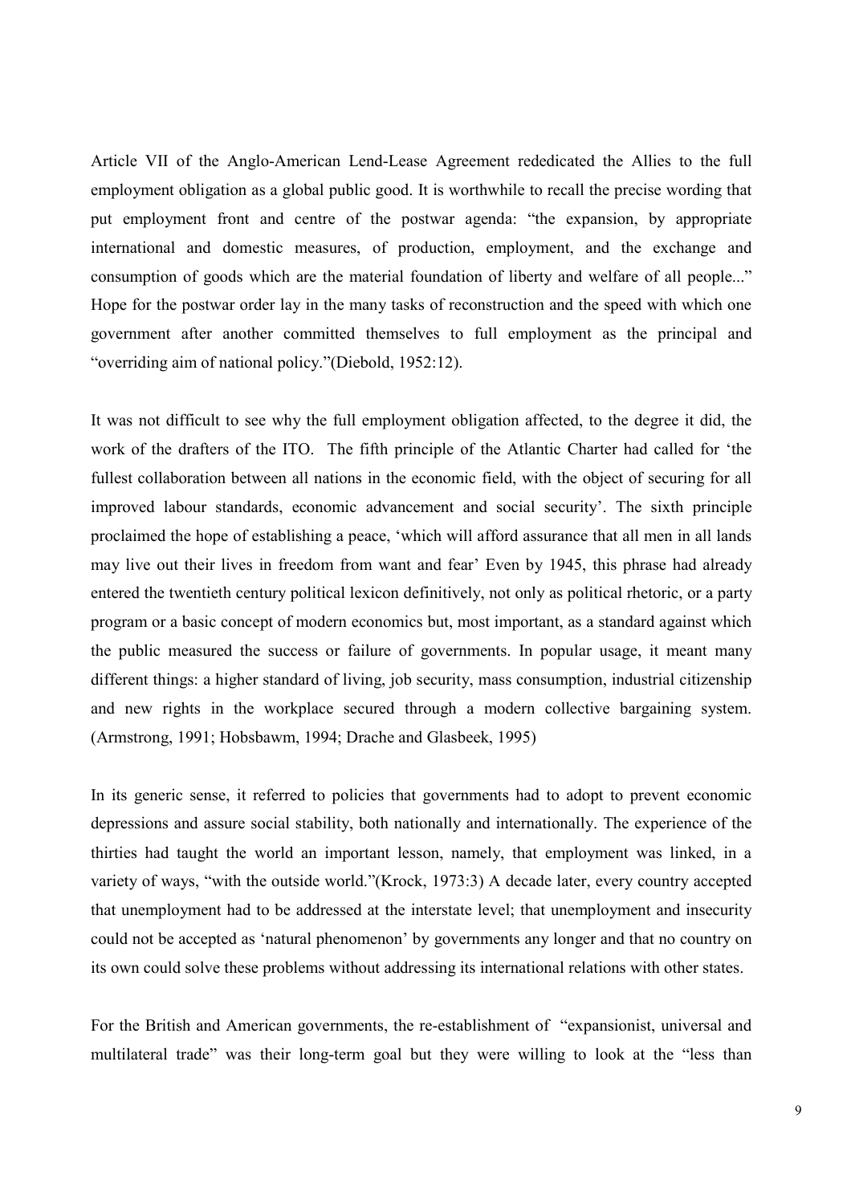Article VII of the Anglo-American Lend-Lease Agreement rededicated the Allies to the full employment obligation as a global public good. It is worthwhile to recall the precise wording that put employment front and centre of the postwar agenda: "the expansion, by appropriate international and domestic measures, of production, employment, and the exchange and consumption of goods which are the material foundation of liberty and welfare of all people..." Hope for the postwar order lay in the many tasks of reconstruction and the speed with which one government after another committed themselves to full employment as the principal and "overriding aim of national policy."(Diebold, 1952:12).

It was not difficult to see why the full employment obligation affected, to the degree it did, the work of the drafters of the ITO. The fifth principle of the Atlantic Charter had called for 'the fullest collaboration between all nations in the economic field, with the object of securing for all improved labour standards, economic advancement and social security'. The sixth principle proclaimed the hope of establishing a peace, 'which will afford assurance that all men in all lands may live out their lives in freedom from want and fear' Even by 1945, this phrase had already entered the twentieth century political lexicon definitively, not only as political rhetoric, or a party program or a basic concept of modern economics but, most important, as a standard against which the public measured the success or failure of governments. In popular usage, it meant many different things: a higher standard of living, job security, mass consumption, industrial citizenship and new rights in the workplace secured through a modern collective bargaining system. (Armstrong, 1991; Hobsbawm, 1994; Drache and Glasbeek, 1995)

In its generic sense, it referred to policies that governments had to adopt to prevent economic depressions and assure social stability, both nationally and internationally. The experience of the thirties had taught the world an important lesson, namely, that employment was linked, in a variety of ways, "with the outside world."(Krock, 1973:3) A decade later, every country accepted that unemployment had to be addressed at the interstate level; that unemployment and insecurity could not be accepted as 'natural phenomenon' by governments any longer and that no country on its own could solve these problems without addressing its international relations with other states.

For the British and American governments, the re-establishment of "expansionist, universal and multilateral trade" was their long-term goal but they were willing to look at the "less than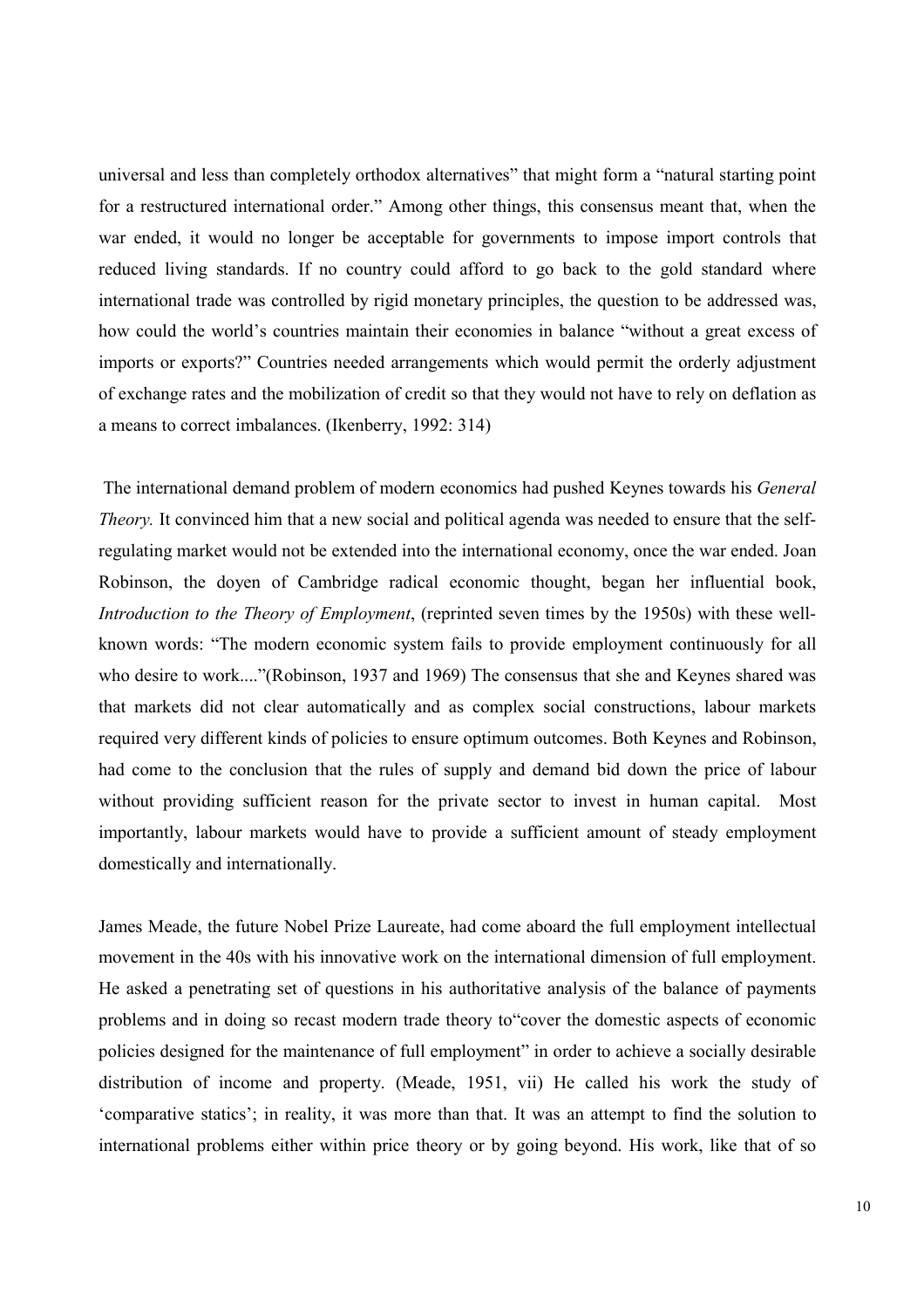universal and less than completely orthodox alternatives" that might form a "natural starting point for a restructured international order." Among other things, this consensus meant that, when the war ended, it would no longer be acceptable for governments to impose import controls that reduced living standards. If no country could afford to go back to the gold standard where international trade was controlled by rigid monetary principles, the question to be addressed was, how could the world's countries maintain their economies in balance "without a great excess of imports or exports?" Countries needed arrangements which would permit the orderly adjustment of exchange rates and the mobilization of credit so that they would not have to rely on deflation as a means to correct imbalances. (Ikenberry, 1992: 314)

The international demand problem of modern economics had pushed Keynes towards his *General Theory.* It convinced him that a new social and political agenda was needed to ensure that the self-regulating market would not be extended into the international economy, once the war ended. Joan Robinson, the doyen of Cambridge radical economic thought, began her influential book, *Introduction to the Theory of Employment*, (reprinted seven times by the 1950s) with these well-known words: "The modern economic system fails to provide employment continuously for all who desire to work...."(Robinson, 1937 and 1969) The consensus that she and Keynes shared was that markets did not clear automatically and as complex social constructions, labour markets required very different kinds of policies to ensure optimum outcomes. Both Keynes and Robinson, had come to the conclusion that the rules of supply and demand bid down the price of labour without providing sufficient reason for the private sector to invest in human capital. Most importantly, labour markets would have to provide a sufficient amount of steady employment domestically and internationally.

James Meade, the future Nobel Prize Laureate, had come aboard the full employment intellectual movement in the 40s with his innovative work on the international dimension of full employment. He asked a penetrating set of questions in his authoritative analysis of the balance of payments problems and in doing so recast modern trade theory to"cover the domestic aspects of economic policies designed for the maintenance of full employment" in order to achieve a socially desirable distribution of income and property. (Meade, 1951, vii) He called his work the study of 'comparative statics'; in reality, it was more than that. It was an attempt to find the solution to international problems either within price theory or by going beyond. His work, like that of so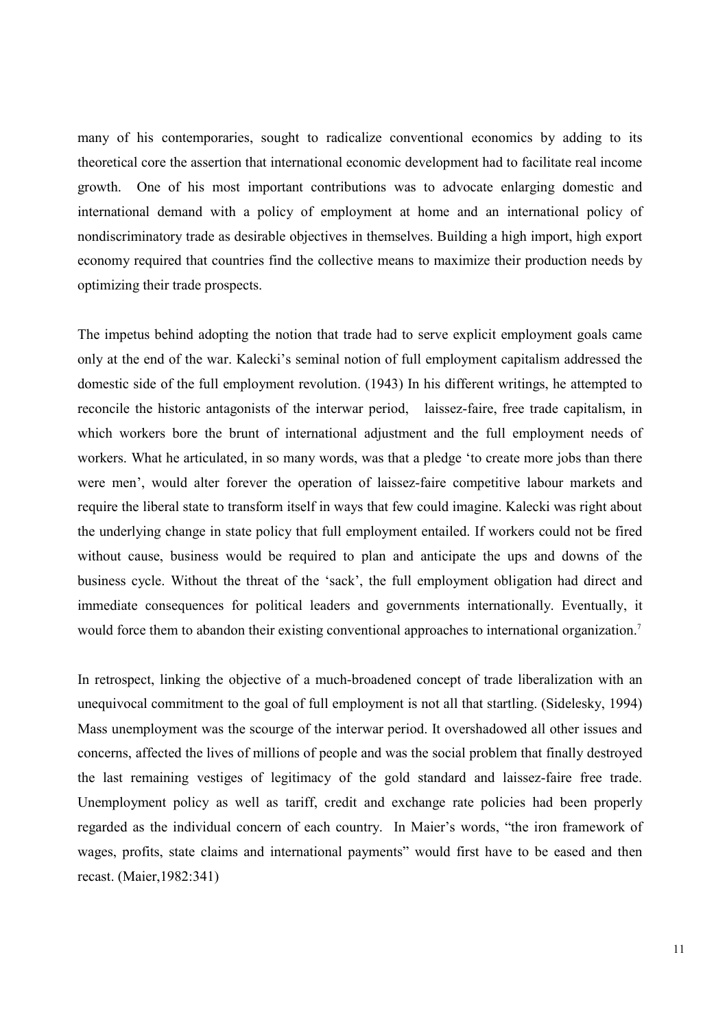many of his contemporaries, sought to radicalize conventional economics by adding to its theoretical core the assertion that international economic development had to facilitate real income growth. One of his most important contributions was to advocate enlarging domestic and international demand with a policy of employment at home and an international policy of nondiscriminatory trade as desirable objectives in themselves. Building a high import, high export economy required that countries find the collective means to maximize their production needs by optimizing their trade prospects.

The impetus behind adopting the notion that trade had to serve explicit employment goals came only at the end of the war. Kalecki's seminal notion of full employment capitalism addressed the domestic side of the full employment revolution. (1943) In his different writings, he attempted to reconcile the historic antagonists of the interwar period, laissez-faire, free trade capitalism, in which workers bore the brunt of international adjustment and the full employment needs of workers. What he articulated, in so many words, was that a pledge 'to create more jobs than there were men', would alter forever the operation of laissez-faire competitive labour markets and require the liberal state to transform itself in ways that few could imagine. Kalecki was right about the underlying change in state policy that full employment entailed. If workers could not be fired without cause, business would be required to plan and anticipate the ups and downs of the business cycle. Without the threat of the 'sack', the full employment obligation had direct and immediate consequences for political leaders and governments internationally. Eventually, it would force them to abandon their existing conventional approaches to international organization.[7]

In retrospect, linking the objective of a much-broadened concept of trade liberalization with an unequivocal commitment to the goal of full employment is not all that startling. (Sidelesky, 1994) Mass unemployment was the scourge of the interwar period. It overshadowed all other issues and concerns, affected the lives of millions of people and was the social problem that finally destroyed the last remaining vestiges of legitimacy of the gold standard and laissez-faire free trade. Unemployment policy as well as tariff, credit and exchange rate policies had been properly regarded as the individual concern of each country. In Maier's words, "the iron framework of wages, profits, state claims and international payments" would first have to be eased and then recast. (Maier,1982:341)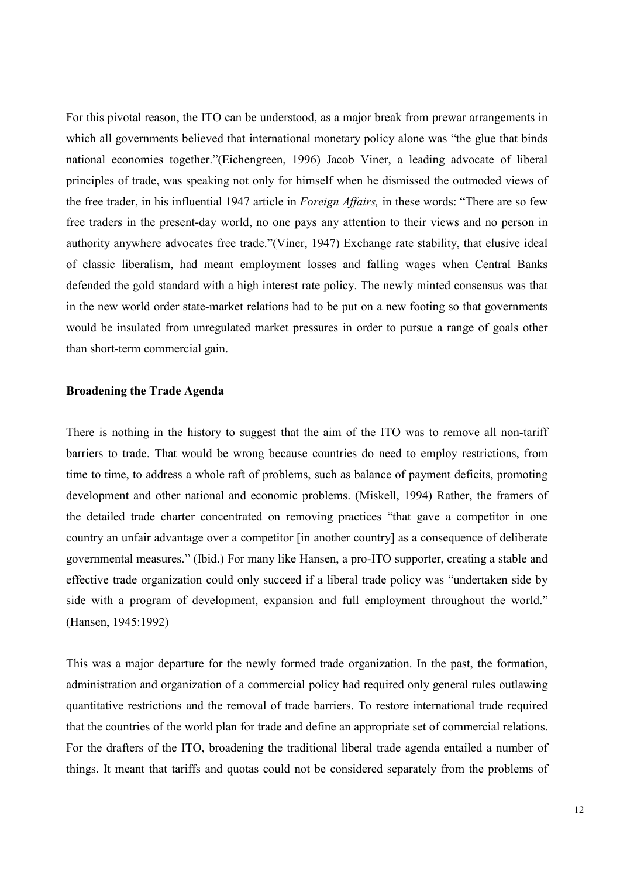For this pivotal reason, the ITO can be understood, as a major break from prewar arrangements in which all governments believed that international monetary policy alone was "the glue that binds national economies together."(Eichengreen, 1996) Jacob Viner, a leading advocate of liberal principles of trade, was speaking not only for himself when he dismissed the outmoded views of the free trader, in his influential 1947 article in *Foreign Affairs,* in these words: "There are so few free traders in the present-day world, no one pays any attention to their views and no person in authority anywhere advocates free trade."(Viner, 1947) Exchange rate stability, that elusive ideal of classic liberalism, had meant employment losses and falling wages when Central Banks defended the gold standard with a high interest rate policy. The newly minted consensus was that in the new world order state-market relations had to be put on a new footing so that governments would be insulated from unregulated market pressures in order to pursue a range of goals other than short-term commercial gain.

**Broadening the Trade Agenda**

There is nothing in the history to suggest that the aim of the ITO was to remove all non-tariff barriers to trade. That would be wrong because countries do need to employ restrictions, from time to time, to address a whole raft of problems, such as balance of payment deficits, promoting development and other national and economic problems. (Miskell, 1994) Rather, the framers of the detailed trade charter concentrated on removing practices "that gave a competitor in one country an unfair advantage over a competitor [in another country] as a consequence of deliberate governmental measures." (Ibid.) For many like Hansen, a pro-ITO supporter, creating a stable and effective trade organization could only succeed if a liberal trade policy was "undertaken side by side with a program of development, expansion and full employment throughout the world." (Hansen, 1945:1992)

This was a major departure for the newly formed trade organization. In the past, the formation, administration and organization of a commercial policy had required only general rules outlawing quantitative restrictions and the removal of trade barriers. To restore international trade required that the countries of the world plan for trade and define an appropriate set of commercial relations. For the drafters of the ITO, broadening the traditional liberal trade agenda entailed a number of things. It meant that tariffs and quotas could not be considered separately from the problems of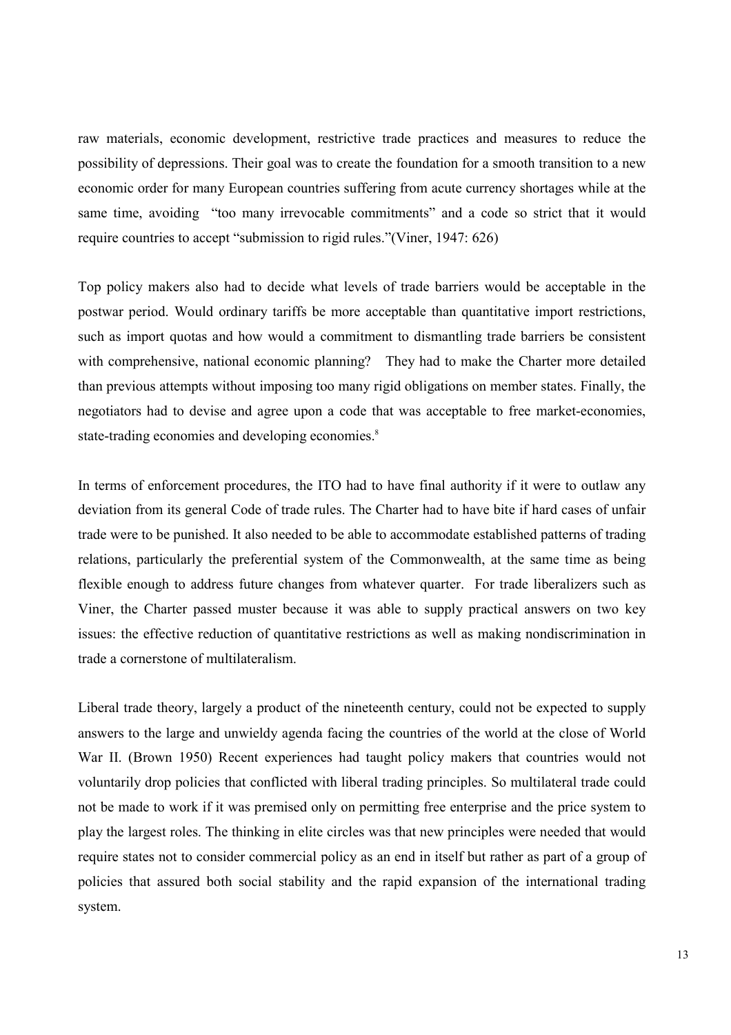raw materials, economic development, restrictive trade practices and measures to reduce the possibility of depressions. Their goal was to create the foundation for a smooth transition to a new economic order for many European countries suffering from acute currency shortages while at the same time, avoiding "too many irrevocable commitments" and a code so strict that it would require countries to accept "submission to rigid rules."(Viner, 1947: 626)

Top policy makers also had to decide what levels of trade barriers would be acceptable in the postwar period. Would ordinary tariffs be more acceptable than quantitative import restrictions, such as import quotas and how would a commitment to dismantling trade barriers be consistent with comprehensive, national economic planning? They had to make the Charter more detailed than previous attempts without imposing too many rigid obligations on member states. Finally, the negotiators had to devise and agree upon a code that was acceptable to free market-economies, state-trading economies and developing economies.[8]

In terms of enforcement procedures, the ITO had to have final authority if it were to outlaw any deviation from its general Code of trade rules. The Charter had to have bite if hard cases of unfair trade were to be punished. It also needed to be able to accommodate established patterns of trading relations, particularly the preferential system of the Commonwealth, at the same time as being flexible enough to address future changes from whatever quarter. For trade liberalizers such as Viner, the Charter passed muster because it was able to supply practical answers on two key issues: the effective reduction of quantitative restrictions as well as making nondiscrimination in trade a cornerstone of multilateralism.

Liberal trade theory, largely a product of the nineteenth century, could not be expected to supply answers to the large and unwieldy agenda facing the countries of the world at the close of World War II. (Brown 1950) Recent experiences had taught policy makers that countries would not voluntarily drop policies that conflicted with liberal trading principles. So multilateral trade could not be made to work if it was premised only on permitting free enterprise and the price system to play the largest roles. The thinking in elite circles was that new principles were needed that would require states not to consider commercial policy as an end in itself but rather as part of a group of policies that assured both social stability and the rapid expansion of the international trading system.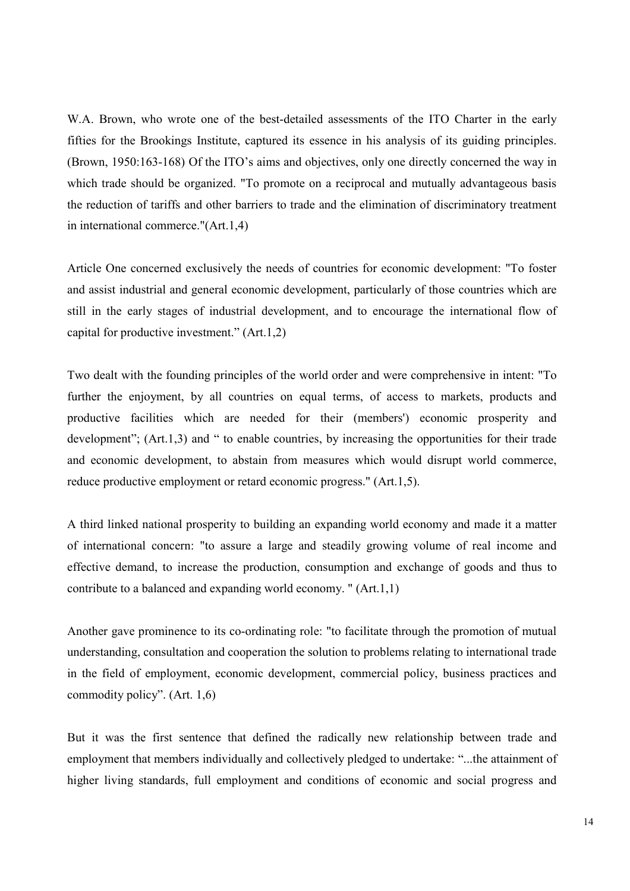W.A. Brown, who wrote one of the best-detailed assessments of the ITO Charter in the early fifties for the Brookings Institute, captured its essence in his analysis of its guiding principles. (Brown, 1950:163-168) Of the ITO's aims and objectives, only one directly concerned the way in which trade should be organized. "To promote on a reciprocal and mutually advantageous basis the reduction of tariffs and other barriers to trade and the elimination of discriminatory treatment in international commerce."(Art.1,4)

Article One concerned exclusively the needs of countries for economic development: "To foster and assist industrial and general economic development, particularly of those countries which are still in the early stages of industrial development, and to encourage the international flow of capital for productive investment." (Art.1,2)

Two dealt with the founding principles of the world order and were comprehensive in intent: "To further the enjoyment, by all countries on equal terms, of access to markets, products and productive facilities which are needed for their (members') economic prosperity and development"; (Art.1,3) and " to enable countries, by increasing the opportunities for their trade and economic development, to abstain from measures which would disrupt world commerce, reduce productive employment or retard economic progress." (Art.1,5).

A third linked national prosperity to building an expanding world economy and made it a matter of international concern: "to assure a large and steadily growing volume of real income and effective demand, to increase the production, consumption and exchange of goods and thus to contribute to a balanced and expanding world economy. " (Art.1,1)

Another gave prominence to its co-ordinating role: "to facilitate through the promotion of mutual understanding, consultation and cooperation the solution to problems relating to international trade in the field of employment, economic development, commercial policy, business practices and commodity policy". (Art. 1,6)

But it was the first sentence that defined the radically new relationship between trade and employment that members individually and collectively pledged to undertake: "...the attainment of higher living standards, full employment and conditions of economic and social progress and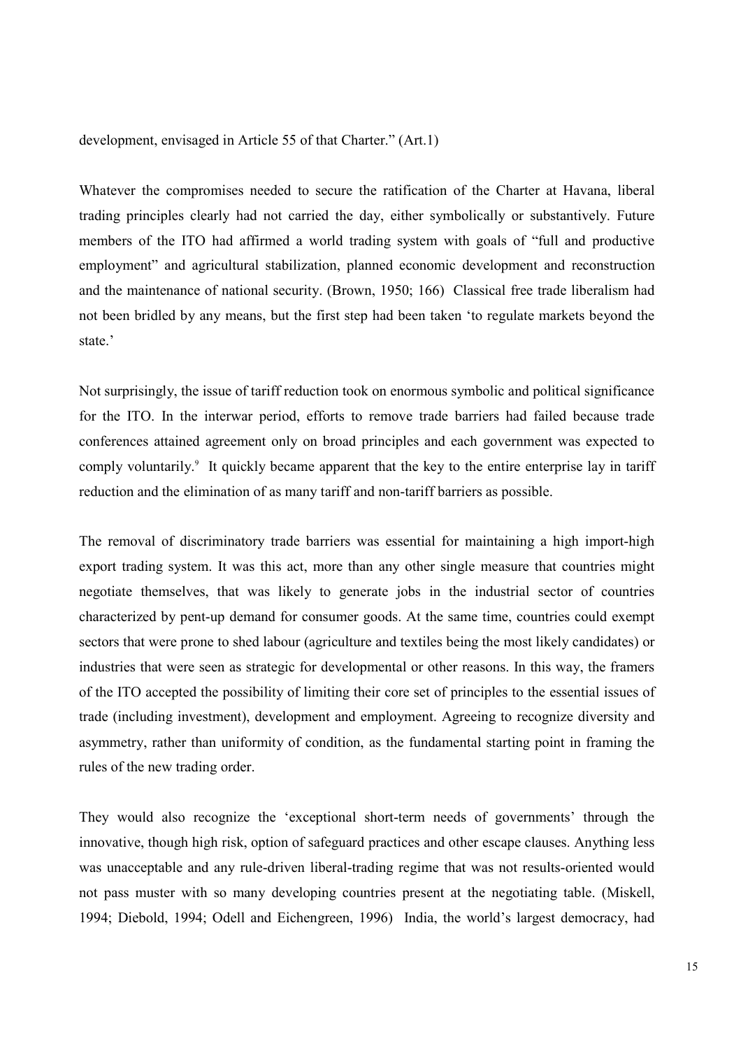development, envisaged in Article 55 of that Charter." (Art.1)

Whatever the compromises needed to secure the ratification of the Charter at Havana, liberal trading principles clearly had not carried the day, either symbolically or substantively. Future members of the ITO had affirmed a world trading system with goals of "full and productive employment" and agricultural stabilization, planned economic development and reconstruction and the maintenance of national security. (Brown, 1950; 166) Classical free trade liberalism had not been bridled by any means, but the first step had been taken 'to regulate markets beyond the state.'

Not surprisingly, the issue of tariff reduction took on enormous symbolic and political significance for the ITO. In the interwar period, efforts to remove trade barriers had failed because trade conferences attained agreement only on broad principles and each government was expected to comply voluntarily.[9] It quickly became apparent that the key to the entire enterprise lay in tariff reduction and the elimination of as many tariff and non-tariff barriers as possible.

The removal of discriminatory trade barriers was essential for maintaining a high import-high export trading system. It was this act, more than any other single measure that countries might negotiate themselves, that was likely to generate jobs in the industrial sector of countries characterized by pent-up demand for consumer goods. At the same time, countries could exempt sectors that were prone to shed labour (agriculture and textiles being the most likely candidates) or industries that were seen as strategic for developmental or other reasons. In this way, the framers of the ITO accepted the possibility of limiting their core set of principles to the essential issues of trade (including investment), development and employment. Agreeing to recognize diversity and asymmetry, rather than uniformity of condition, as the fundamental starting point in framing the rules of the new trading order.

They would also recognize the 'exceptional short-term needs of governments' through the innovative, though high risk, option of safeguard practices and other escape clauses. Anything less was unacceptable and any rule-driven liberal-trading regime that was not results-oriented would not pass muster with so many developing countries present at the negotiating table. (Miskell, 1994; Diebold, 1994; Odell and Eichengreen, 1996) India, the world's largest democracy, had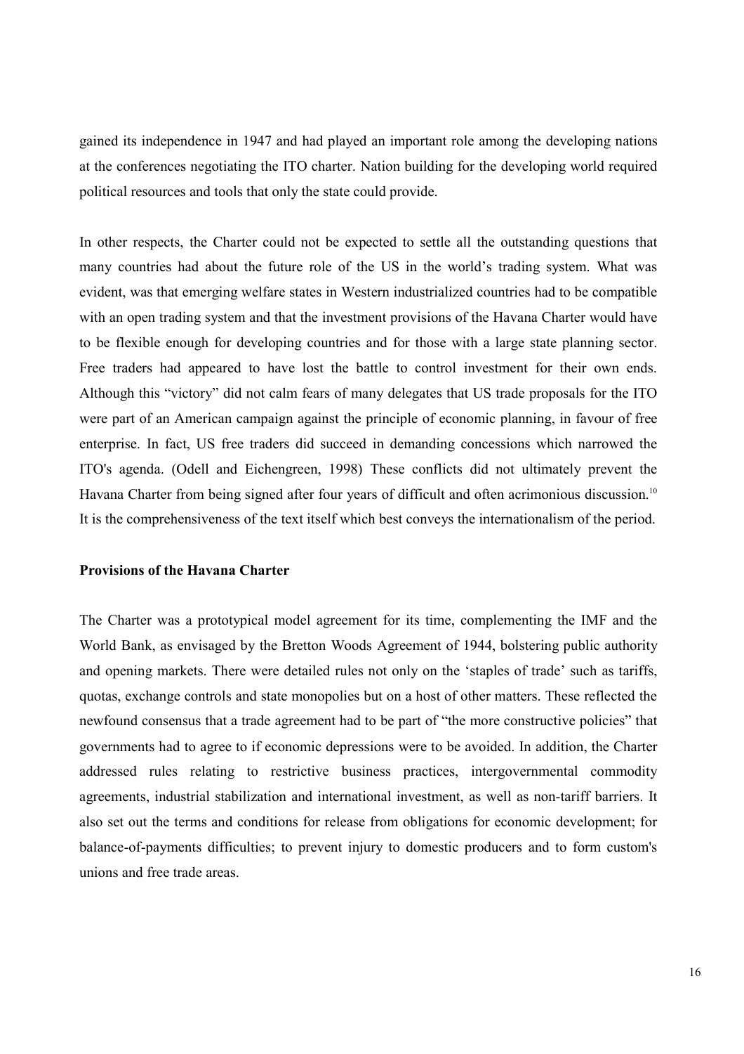gained its independence in 1947 and had played an important role among the developing nations at the conferences negotiating the ITO charter. Nation building for the developing world required political resources and tools that only the state could provide.

In other respects, the Charter could not be expected to settle all the outstanding questions that many countries had about the future role of the US in the world's trading system. What was evident, was that emerging welfare states in Western industrialized countries had to be compatible with an open trading system and that the investment provisions of the Havana Charter would have to be flexible enough for developing countries and for those with a large state planning sector. Free traders had appeared to have lost the battle to control investment for their own ends. Although this "victory" did not calm fears of many delegates that US trade proposals for the ITO were part of an American campaign against the principle of economic planning, in favour of free enterprise. In fact, US free traders did succeed in demanding concessions which narrowed the ITO's agenda. (Odell and Eichengreen, 1998) These conflicts did not ultimately prevent the Havana Charter from being signed after four years of difficult and often acrimonious discussion.[10] It is the comprehensiveness of the text itself which best conveys the internationalism of the period.

**Provisions of the Havana Charter**

The Charter was a prototypical model agreement for its time, complementing the IMF and the World Bank, as envisaged by the Bretton Woods Agreement of 1944, bolstering public authority and opening markets. There were detailed rules not only on the 'staples of trade' such as tariffs, quotas, exchange controls and state monopolies but on a host of other matters. These reflected the newfound consensus that a trade agreement had to be part of "the more constructive policies" that governments had to agree to if economic depressions were to be avoided. In addition, the Charter addressed rules relating to restrictive business practices, intergovernmental commodity agreements, industrial stabilization and international investment, as well as non-tariff barriers. It also set out the terms and conditions for release from obligations for economic development; for balance-of-payments difficulties; to prevent injury to domestic producers and to form custom's unions and free trade areas.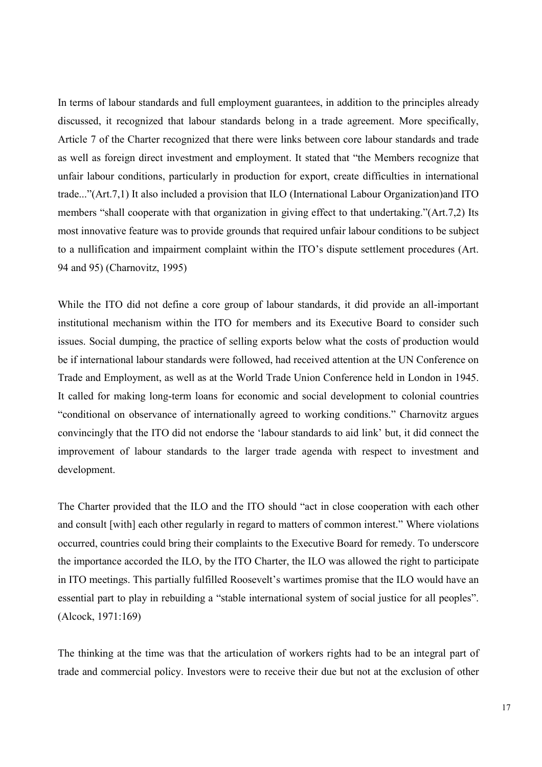In terms of labour standards and full employment guarantees, in addition to the principles already discussed, it recognized that labour standards belong in a trade agreement. More specifically, Article 7 of the Charter recognized that there were links between core labour standards and trade as well as foreign direct investment and employment. It stated that "the Members recognize that unfair labour conditions, particularly in production for export, create difficulties in international trade..."(Art.7,1) It also included a provision that ILO (International Labour Organization)and ITO members "shall cooperate with that organization in giving effect to that undertaking."(Art.7,2) Its most innovative feature was to provide grounds that required unfair labour conditions to be subject to a nullification and impairment complaint within the ITO's dispute settlement procedures (Art. 94 and 95) (Charnovitz, 1995)

While the ITO did not define a core group of labour standards, it did provide an all-important institutional mechanism within the ITO for members and its Executive Board to consider such issues. Social dumping, the practice of selling exports below what the costs of production would be if international labour standards were followed, had received attention at the UN Conference on Trade and Employment, as well as at the World Trade Union Conference held in London in 1945. It called for making long-term loans for economic and social development to colonial countries "conditional on observance of internationally agreed to working conditions." Charnovitz argues convincingly that the ITO did not endorse the 'labour standards to aid link' but, it did connect the improvement of labour standards to the larger trade agenda with respect to investment and development.

The Charter provided that the ILO and the ITO should "act in close cooperation with each other and consult [with] each other regularly in regard to matters of common interest." Where violations occurred, countries could bring their complaints to the Executive Board for remedy. To underscore the importance accorded the ILO, by the ITO Charter, the ILO was allowed the right to participate in ITO meetings. This partially fulfilled Roosevelt's wartimes promise that the ILO would have an essential part to play in rebuilding a "stable international system of social justice for all peoples". (Alcock, 1971:169)

The thinking at the time was that the articulation of workers rights had to be an integral part of trade and commercial policy. Investors were to receive their due but not at the exclusion of other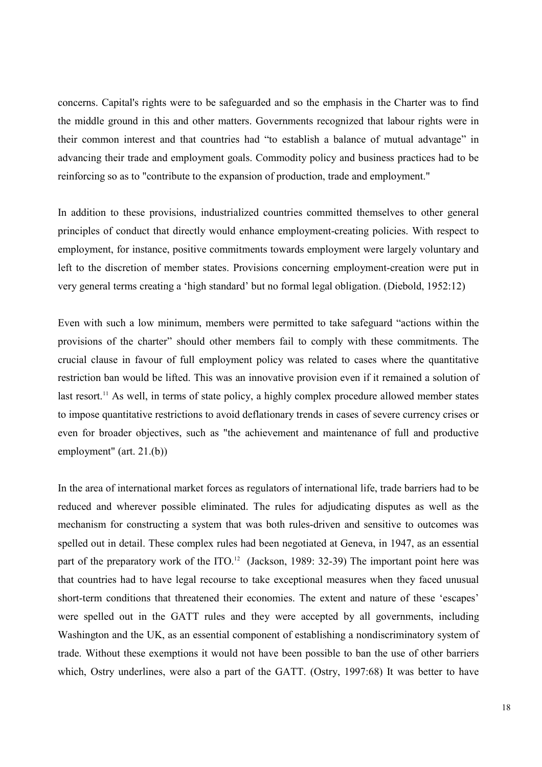concerns. Capital's rights were to be safeguarded and so the emphasis in the Charter was to find the middle ground in this and other matters. Governments recognized that labour rights were in their common interest and that countries had "to establish a balance of mutual advantage" in advancing their trade and employment goals. Commodity policy and business practices had to be reinforcing so as to "contribute to the expansion of production, trade and employment."

In addition to these provisions, industrialized countries committed themselves to other general principles of conduct that directly would enhance employment-creating policies. With respect to employment, for instance, positive commitments towards employment were largely voluntary and left to the discretion of member states. Provisions concerning employment-creation were put in very general terms creating a 'high standard' but no formal legal obligation. (Diebold, 1952:12)

Even with such a low minimum, members were permitted to take safeguard "actions within the provisions of the charter" should other members fail to comply with these commitments. The crucial clause in favour of full employment policy was related to cases where the quantitative restriction ban would be lifted. This was an innovative provision even if it remained a solution of last resort.[11] As well, in terms of state policy, a highly complex procedure allowed member states to impose quantitative restrictions to avoid deflationary trends in cases of severe currency crises or even for broader objectives, such as "the achievement and maintenance of full and productive employment" (art. 21.(b))

In the area of international market forces as regulators of international life, trade barriers had to be reduced and wherever possible eliminated. The rules for adjudicating disputes as well as the mechanism for constructing a system that was both rules-driven and sensitive to outcomes was spelled out in detail. These complex rules had been negotiated at Geneva, in 1947, as an essential part of the preparatory work of the ITO.[12] (Jackson, 1989: 32-39) The important point here was that countries had to have legal recourse to take exceptional measures when they faced unusual short-term conditions that threatened their economies. The extent and nature of these 'escapes' were spelled out in the GATT rules and they were accepted by all governments, including Washington and the UK, as an essential component of establishing a nondiscriminatory system of trade. Without these exemptions it would not have been possible to ban the use of other barriers which, Ostry underlines, were also a part of the GATT. (Ostry, 1997:68) It was better to have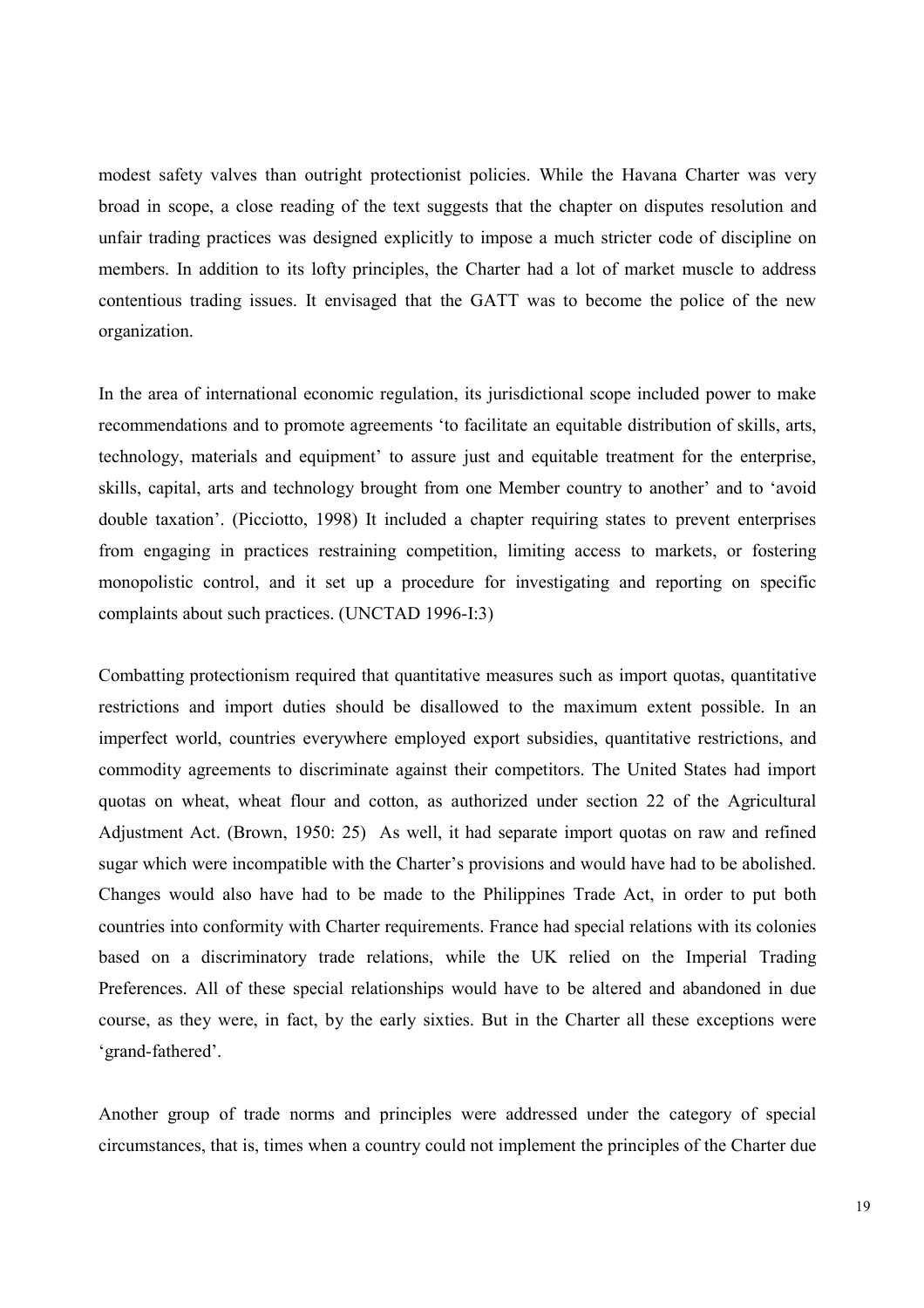modest safety valves than outright protectionist policies. While the Havana Charter was very broad in scope, a close reading of the text suggests that the chapter on disputes resolution and unfair trading practices was designed explicitly to impose a much stricter code of discipline on members. In addition to its lofty principles, the Charter had a lot of market muscle to address contentious trading issues. It envisaged that the GATT was to become the police of the new organization.

In the area of international economic regulation, its jurisdictional scope included power to make recommendations and to promote agreements 'to facilitate an equitable distribution of skills, arts, technology, materials and equipment' to assure just and equitable treatment for the enterprise, skills, capital, arts and technology brought from one Member country to another' and to 'avoid double taxation'. (Picciotto, 1998) It included a chapter requiring states to prevent enterprises from engaging in practices restraining competition, limiting access to markets, or fostering monopolistic control, and it set up a procedure for investigating and reporting on specific complaints about such practices. (UNCTAD 1996-I:3)

Combatting protectionism required that quantitative measures such as import quotas, quantitative restrictions and import duties should be disallowed to the maximum extent possible. In an imperfect world, countries everywhere employed export subsidies, quantitative restrictions, and commodity agreements to discriminate against their competitors. The United States had import quotas on wheat, wheat flour and cotton, as authorized under section 22 of the Agricultural Adjustment Act. (Brown, 1950: 25) As well, it had separate import quotas on raw and refined sugar which were incompatible with the Charter's provisions and would have had to be abolished. Changes would also have had to be made to the Philippines Trade Act, in order to put both countries into conformity with Charter requirements. France had special relations with its colonies based on a discriminatory trade relations, while the UK relied on the Imperial Trading Preferences. All of these special relationships would have to be altered and abandoned in due course, as they were, in fact, by the early sixties. But in the Charter all these exceptions were 'grand-fathered'.

Another group of trade norms and principles were addressed under the category of special circumstances, that is, times when a country could not implement the principles of the Charter due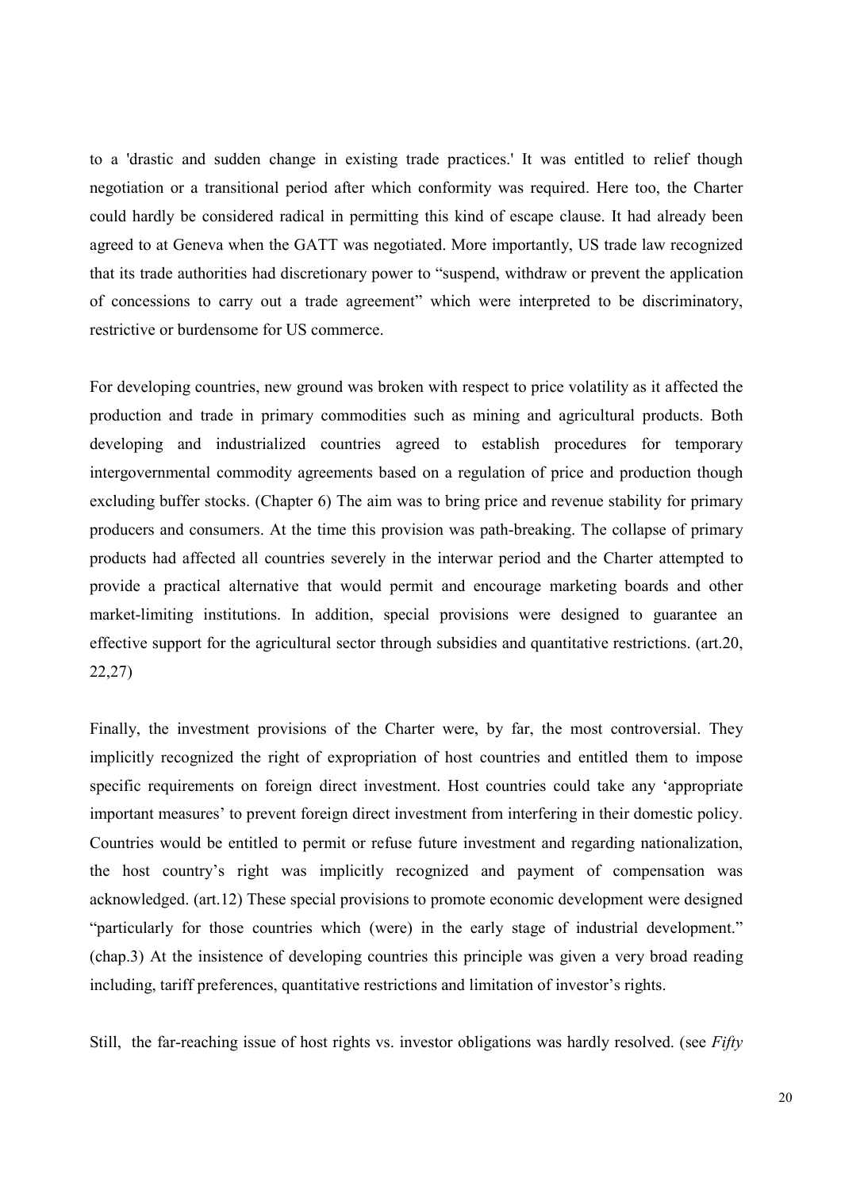to a 'drastic and sudden change in existing trade practices.' It was entitled to relief though negotiation or a transitional period after which conformity was required. Here too, the Charter could hardly be considered radical in permitting this kind of escape clause. It had already been agreed to at Geneva when the GATT was negotiated. More importantly, US trade law recognized that its trade authorities had discretionary power to "suspend, withdraw or prevent the application of concessions to carry out a trade agreement" which were interpreted to be discriminatory, restrictive or burdensome for US commerce.

For developing countries, new ground was broken with respect to price volatility as it affected the production and trade in primary commodities such as mining and agricultural products. Both developing and industrialized countries agreed to establish procedures for temporary intergovernmental commodity agreements based on a regulation of price and production though excluding buffer stocks. (Chapter 6) The aim was to bring price and revenue stability for primary producers and consumers. At the time this provision was path-breaking. The collapse of primary products had affected all countries severely in the interwar period and the Charter attempted to provide a practical alternative that would permit and encourage marketing boards and other market-limiting institutions. In addition, special provisions were designed to guarantee an effective support for the agricultural sector through subsidies and quantitative restrictions. (art.20, 22,27)

Finally, the investment provisions of the Charter were, by far, the most controversial. They implicitly recognized the right of expropriation of host countries and entitled them to impose specific requirements on foreign direct investment. Host countries could take any 'appropriate important measures' to prevent foreign direct investment from interfering in their domestic policy. Countries would be entitled to permit or refuse future investment and regarding nationalization, the host country's right was implicitly recognized and payment of compensation was acknowledged. (art.12) These special provisions to promote economic development were designed "particularly for those countries which (were) in the early stage of industrial development." (chap.3) At the insistence of developing countries this principle was given a very broad reading including, tariff preferences, quantitative restrictions and limitation of investor's rights.

Still, the far-reaching issue of host rights vs. investor obligations was hardly resolved. (see *Fifty*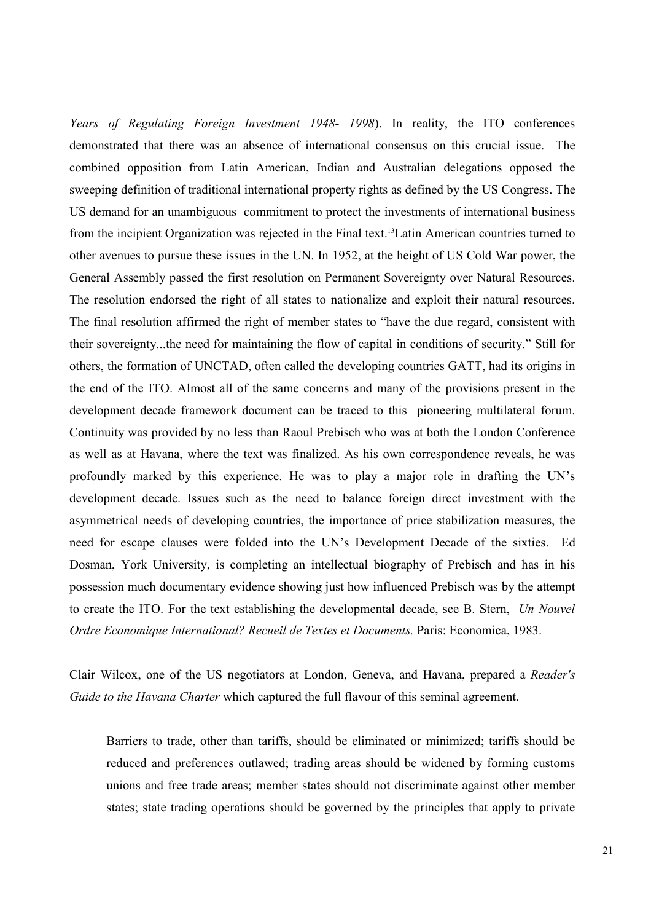*Years of Regulating Foreign Investment 1948- 1998*). In reality, the ITO conferences demonstrated that there was an absence of international consensus on this crucial issue. The combined opposition from Latin American, Indian and Australian delegations opposed the sweeping definition of traditional international property rights as defined by the US Congress. The US demand for an unambiguous commitment to protect the investments of international business from the incipient Organization was rejected in the Final text.[13]Latin American countries turned to other avenues to pursue these issues in the UN. In 1952, at the height of US Cold War power, the General Assembly passed the first resolution on Permanent Sovereignty over Natural Resources. The resolution endorsed the right of all states to nationalize and exploit their natural resources. The final resolution affirmed the right of member states to "have the due regard, consistent with their sovereignty...the need for maintaining the flow of capital in conditions of security." Still for others, the formation of UNCTAD, often called the developing countries GATT, had its origins in the end of the ITO. Almost all of the same concerns and many of the provisions present in the development decade framework document can be traced to this pioneering multilateral forum. Continuity was provided by no less than Raoul Prebisch who was at both the London Conference as well as at Havana, where the text was finalized. As his own correspondence reveals, he was profoundly marked by this experience. He was to play a major role in drafting the UN's development decade. Issues such as the need to balance foreign direct investment with the asymmetrical needs of developing countries, the importance of price stabilization measures, the need for escape clauses were folded into the UN's Development Decade of the sixties. Ed Dosman, York University, is completing an intellectual biography of Prebisch and has in his possession much documentary evidence showing just how influenced Prebisch was by the attempt to create the ITO. For the text establishing the developmental decade, see B. Stern, *Un Nouvel Ordre Economique International? Recueil de Textes et Documents.* Paris: Economica, 1983.

Clair Wilcox, one of the US negotiators at London, Geneva, and Havana, prepared a *Reader's Guide to the Havana Charter* which captured the full flavour of this seminal agreement.

> Barriers to trade, other than tariffs, should be eliminated or minimized; tariffs should be reduced and preferences outlawed; trading areas should be widened by forming customs unions and free trade areas; member states should not discriminate against other member states; state trading operations should be governed by the principles that apply to private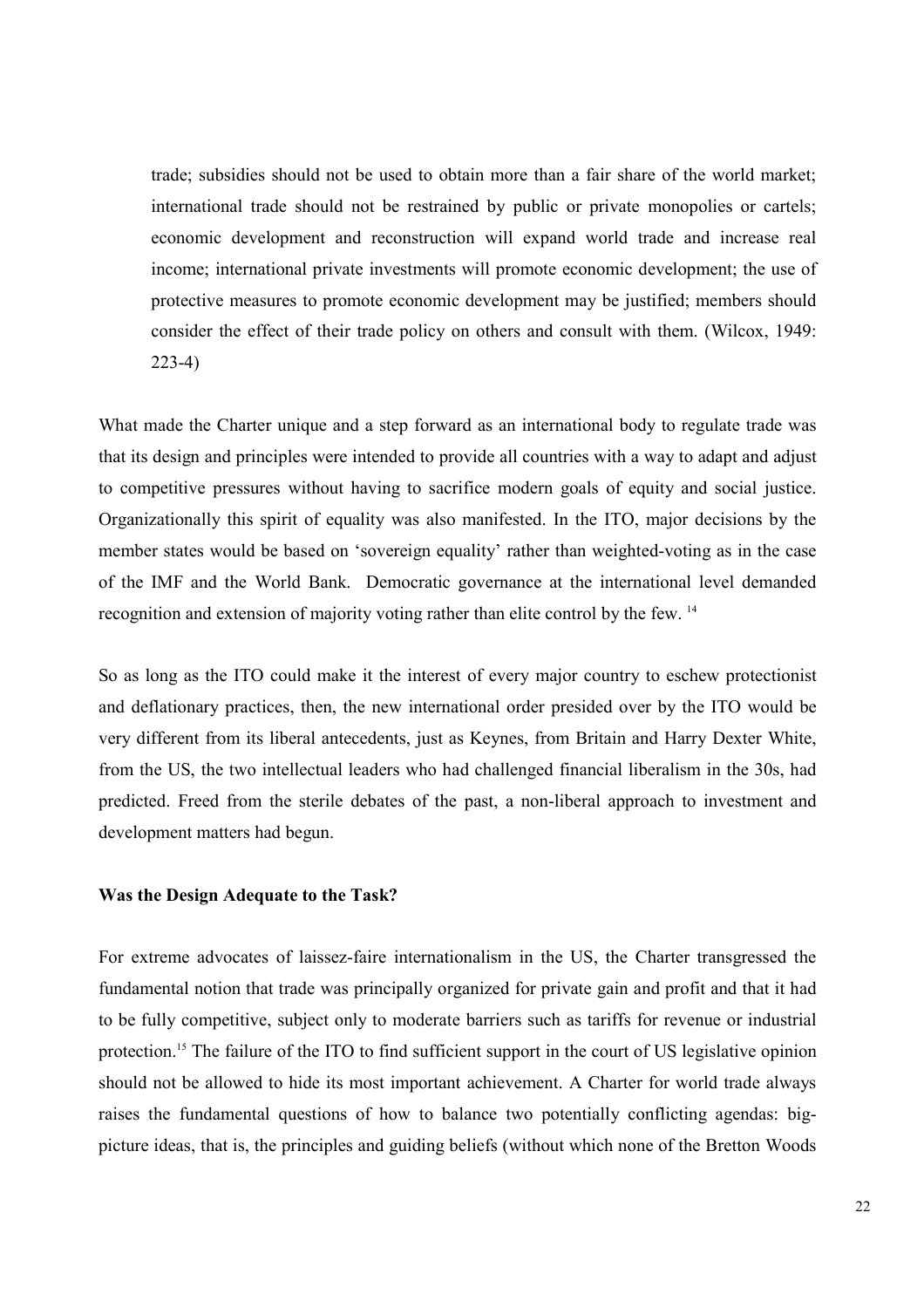> trade; subsidies should not be used to obtain more than a fair share of the world market; international trade should not be restrained by public or private monopolies or cartels; economic development and reconstruction will expand world trade and increase real income; international private investments will promote economic development; the use of protective measures to promote economic development may be justified; members should consider the effect of their trade policy on others and consult with them. (Wilcox, 1949: 223-4)

What made the Charter unique and a step forward as an international body to regulate trade was that its design and principles were intended to provide all countries with a way to adapt and adjust to competitive pressures without having to sacrifice modern goals of equity and social justice. Organizationally this spirit of equality was also manifested. In the ITO, major decisions by the member states would be based on 'sovereign equality' rather than weighted-voting as in the case of the IMF and the World Bank. Democratic governance at the international level demanded recognition and extension of majority voting rather than elite control by the few. [14]

So as long as the ITO could make it the interest of every major country to eschew protectionist and deflationary practices, then, the new international order presided over by the ITO would be very different from its liberal antecedents, just as Keynes, from Britain and Harry Dexter White, from the US, the two intellectual leaders who had challenged financial liberalism in the 30s, had predicted. Freed from the sterile debates of the past, a non-liberal approach to investment and development matters had begun.

**Was the Design Adequate to the Task?**

For extreme advocates of laissez-faire internationalism in the US, the Charter transgressed the fundamental notion that trade was principally organized for private gain and profit and that it had to be fully competitive, subject only to moderate barriers such as tariffs for revenue or industrial protection.[15] The failure of the ITO to find sufficient support in the court of US legislative opinion should not be allowed to hide its most important achievement. A Charter for world trade always raises the fundamental questions of how to balance two potentially conflicting agendas: big-picture ideas, that is, the principles and guiding beliefs (without which none of the Bretton Woods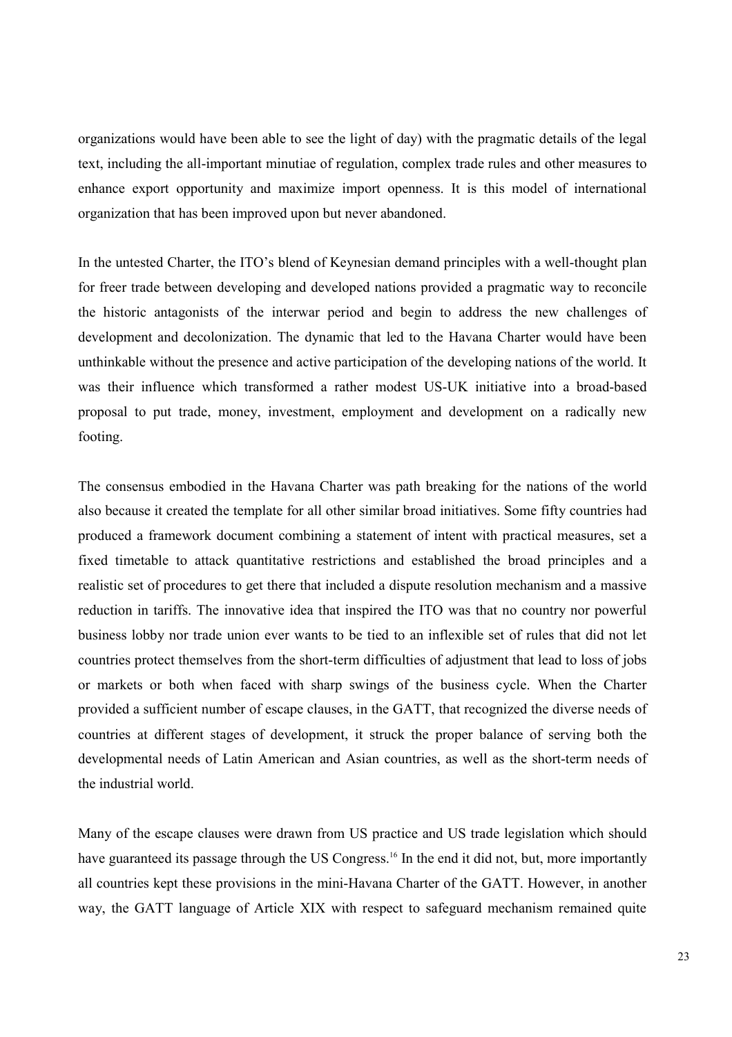organizations would have been able to see the light of day) with the pragmatic details of the legal text, including the all-important minutiae of regulation, complex trade rules and other measures to enhance export opportunity and maximize import openness. It is this model of international organization that has been improved upon but never abandoned.

In the untested Charter, the ITO's blend of Keynesian demand principles with a well-thought plan for freer trade between developing and developed nations provided a pragmatic way to reconcile the historic antagonists of the interwar period and begin to address the new challenges of development and decolonization. The dynamic that led to the Havana Charter would have been unthinkable without the presence and active participation of the developing nations of the world. It was their influence which transformed a rather modest US-UK initiative into a broad-based proposal to put trade, money, investment, employment and development on a radically new footing.

The consensus embodied in the Havana Charter was path breaking for the nations of the world also because it created the template for all other similar broad initiatives. Some fifty countries had produced a framework document combining a statement of intent with practical measures, set a fixed timetable to attack quantitative restrictions and established the broad principles and a realistic set of procedures to get there that included a dispute resolution mechanism and a massive reduction in tariffs. The innovative idea that inspired the ITO was that no country nor powerful business lobby nor trade union ever wants to be tied to an inflexible set of rules that did not let countries protect themselves from the short-term difficulties of adjustment that lead to loss of jobs or markets or both when faced with sharp swings of the business cycle. When the Charter provided a sufficient number of escape clauses, in the GATT, that recognized the diverse needs of countries at different stages of development, it struck the proper balance of serving both the developmental needs of Latin American and Asian countries, as well as the short-term needs of the industrial world.

Many of the escape clauses were drawn from US practice and US trade legislation which should have guaranteed its passage through the US Congress.[16] In the end it did not, but, more importantly all countries kept these provisions in the mini-Havana Charter of the GATT. However, in another way, the GATT language of Article XIX with respect to safeguard mechanism remained quite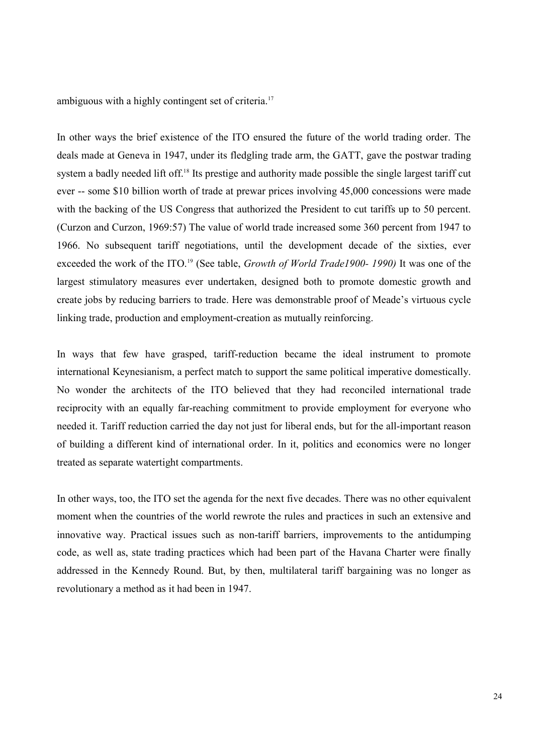ambiguous with a highly contingent set of criteria.[17]

In other ways the brief existence of the ITO ensured the future of the world trading order. The deals made at Geneva in 1947, under its fledgling trade arm, the GATT, gave the postwar trading system a badly needed lift off.[18] Its prestige and authority made possible the single largest tariff cut ever -- some $10 billion worth of trade at prewar prices involving 45,000 concessions were made with the backing of the US Congress that authorized the President to cut tariffs up to 50 percent. (Curzon and Curzon, 1969:57) The value of world trade increased some 360 percent from 1947 to 1966. No subsequent tariff negotiations, until the development decade of the sixties, ever exceeded the work of the ITO.[19] (See table, *Growth of World Trade1900- 1990)* It was one of the largest stimulatory measures ever undertaken, designed both to promote domestic growth and create jobs by reducing barriers to trade. Here was demonstrable proof of Meade's virtuous cycle linking trade, production and employment-creation as mutually reinforcing.

In ways that few have grasped, tariff-reduction became the ideal instrument to promote international Keynesianism, a perfect match to support the same political imperative domestically. No wonder the architects of the ITO believed that they had reconciled international trade reciprocity with an equally far-reaching commitment to provide employment for everyone who needed it. Tariff reduction carried the day not just for liberal ends, but for the all-important reason of building a different kind of international order. In it, politics and economics were no longer treated as separate watertight compartments.

In other ways, too, the ITO set the agenda for the next five decades. There was no other equivalent moment when the countries of the world rewrote the rules and practices in such an extensive and innovative way. Practical issues such as non-tariff barriers, improvements to the antidumping code, as well as, state trading practices which had been part of the Havana Charter were finally addressed in the Kennedy Round. But, by then, multilateral tariff bargaining was no longer as revolutionary a method as it had been in 1947.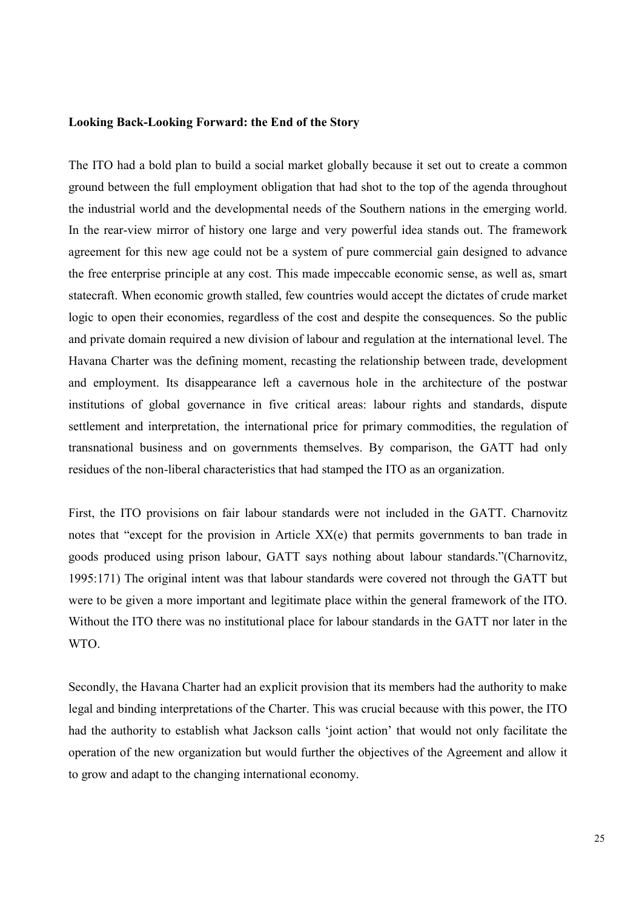**Looking Back-Looking Forward: the End of the Story**

The ITO had a bold plan to build a social market globally because it set out to create a common ground between the full employment obligation that had shot to the top of the agenda throughout the industrial world and the developmental needs of the Southern nations in the emerging world. In the rear-view mirror of history one large and very powerful idea stands out. The framework agreement for this new age could not be a system of pure commercial gain designed to advance the free enterprise principle at any cost. This made impeccable economic sense, as well as, smart statecraft. When economic growth stalled, few countries would accept the dictates of crude market logic to open their economies, regardless of the cost and despite the consequences. So the public and private domain required a new division of labour and regulation at the international level. The Havana Charter was the defining moment, recasting the relationship between trade, development and employment. Its disappearance left a cavernous hole in the architecture of the postwar institutions of global governance in five critical areas: labour rights and standards, dispute settlement and interpretation, the international price for primary commodities, the regulation of transnational business and on governments themselves. By comparison, the GATT had only residues of the non-liberal characteristics that had stamped the ITO as an organization.

First, the ITO provisions on fair labour standards were not included in the GATT. Charnovitz notes that "except for the provision in Article XX(e) that permits governments to ban trade in goods produced using prison labour, GATT says nothing about labour standards."(Charnovitz, 1995:171) The original intent was that labour standards were covered not through the GATT but were to be given a more important and legitimate place within the general framework of the ITO. Without the ITO there was no institutional place for labour standards in the GATT nor later in the WTO.

Secondly, the Havana Charter had an explicit provision that its members had the authority to make legal and binding interpretations of the Charter. This was crucial because with this power, the ITO had the authority to establish what Jackson calls 'joint action' that would not only facilitate the operation of the new organization but would further the objectives of the Agreement and allow it to grow and adapt to the changing international economy.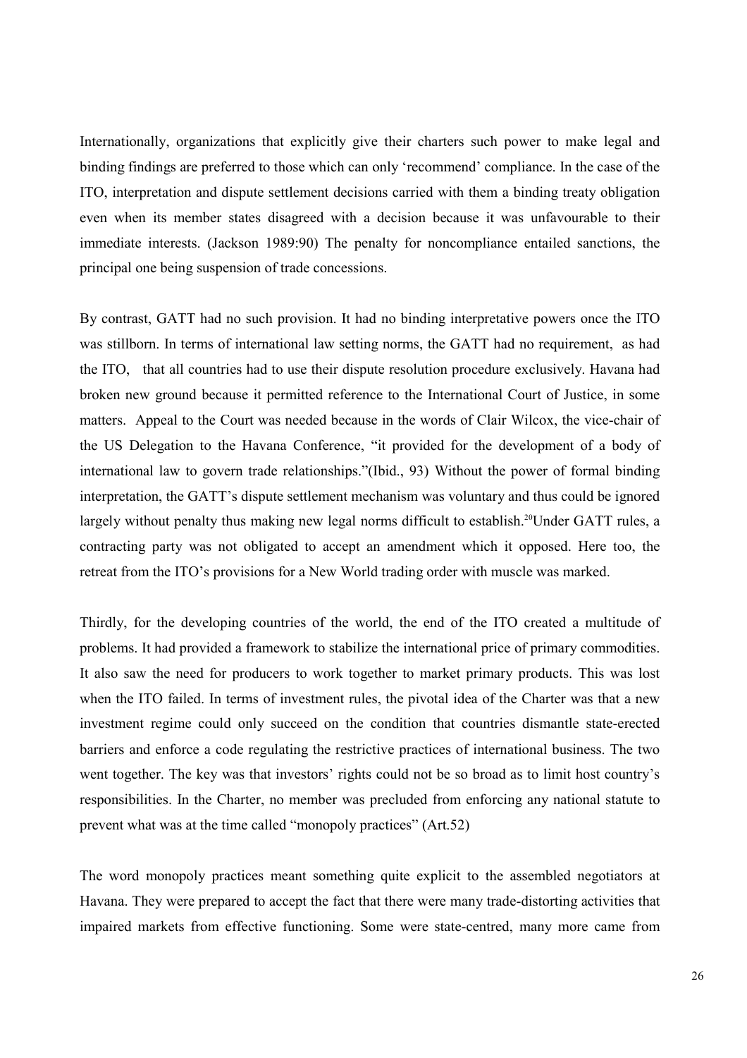Internationally, organizations that explicitly give their charters such power to make legal and binding findings are preferred to those which can only 'recommend' compliance. In the case of the ITO, interpretation and dispute settlement decisions carried with them a binding treaty obligation even when its member states disagreed with a decision because it was unfavourable to their immediate interests. (Jackson 1989:90) The penalty for noncompliance entailed sanctions, the principal one being suspension of trade concessions.

By contrast, GATT had no such provision. It had no binding interpretative powers once the ITO was stillborn. In terms of international law setting norms, the GATT had no requirement, as had the ITO, that all countries had to use their dispute resolution procedure exclusively. Havana had broken new ground because it permitted reference to the International Court of Justice, in some matters. Appeal to the Court was needed because in the words of Clair Wilcox, the vice-chair of the US Delegation to the Havana Conference, "it provided for the development of a body of international law to govern trade relationships."(Ibid., 93) Without the power of formal binding interpretation, the GATT's dispute settlement mechanism was voluntary and thus could be ignored largely without penalty thus making new legal norms difficult to establish.[20]Under GATT rules, a contracting party was not obligated to accept an amendment which it opposed. Here too, the retreat from the ITO's provisions for a New World trading order with muscle was marked.

Thirdly, for the developing countries of the world, the end of the ITO created a multitude of problems. It had provided a framework to stabilize the international price of primary commodities. It also saw the need for producers to work together to market primary products. This was lost when the ITO failed. In terms of investment rules, the pivotal idea of the Charter was that a new investment regime could only succeed on the condition that countries dismantle state-erected barriers and enforce a code regulating the restrictive practices of international business. The two went together. The key was that investors' rights could not be so broad as to limit host country's responsibilities. In the Charter, no member was precluded from enforcing any national statute to prevent what was at the time called "monopoly practices" (Art.52)

The word monopoly practices meant something quite explicit to the assembled negotiators at Havana. They were prepared to accept the fact that there were many trade-distorting activities that impaired markets from effective functioning. Some were state-centred, many more came from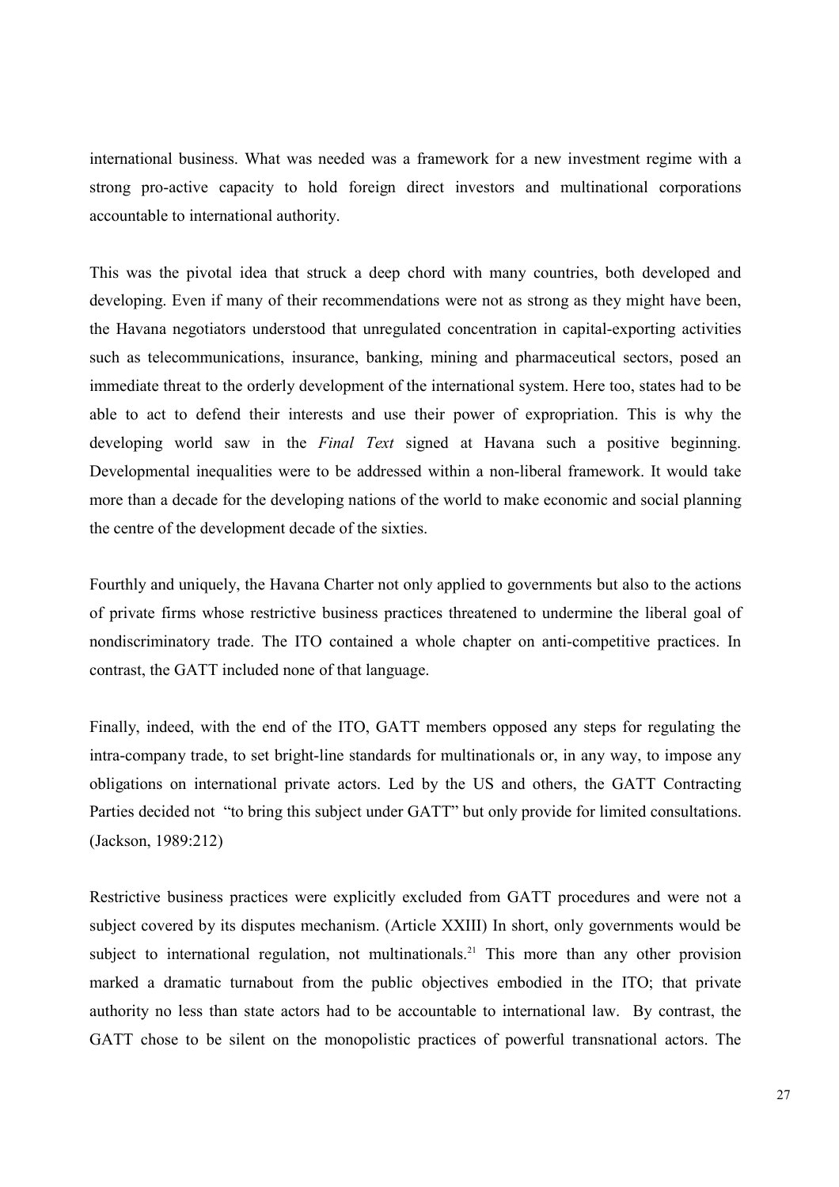international business. What was needed was a framework for a new investment regime with a strong pro-active capacity to hold foreign direct investors and multinational corporations accountable to international authority.

This was the pivotal idea that struck a deep chord with many countries, both developed and developing. Even if many of their recommendations were not as strong as they might have been, the Havana negotiators understood that unregulated concentration in capital-exporting activities such as telecommunications, insurance, banking, mining and pharmaceutical sectors, posed an immediate threat to the orderly development of the international system. Here too, states had to be able to act to defend their interests and use their power of expropriation. This is why the developing world saw in the *Final Text* signed at Havana such a positive beginning. Developmental inequalities were to be addressed within a non-liberal framework. It would take more than a decade for the developing nations of the world to make economic and social planning the centre of the development decade of the sixties.

Fourthly and uniquely, the Havana Charter not only applied to governments but also to the actions of private firms whose restrictive business practices threatened to undermine the liberal goal of nondiscriminatory trade. The ITO contained a whole chapter on anti-competitive practices. In contrast, the GATT included none of that language.

Finally, indeed, with the end of the ITO, GATT members opposed any steps for regulating the intra-company trade, to set bright-line standards for multinationals or, in any way, to impose any obligations on international private actors. Led by the US and others, the GATT Contracting Parties decided not "to bring this subject under GATT" but only provide for limited consultations. (Jackson, 1989:212)

Restrictive business practices were explicitly excluded from GATT procedures and were not a subject covered by its disputes mechanism. (Article XXIII) In short, only governments would be subject to international regulation, not multinationals.[21] This more than any other provision marked a dramatic turnabout from the public objectives embodied in the ITO; that private authority no less than state actors had to be accountable to international law. By contrast, the GATT chose to be silent on the monopolistic practices of powerful transnational actors. The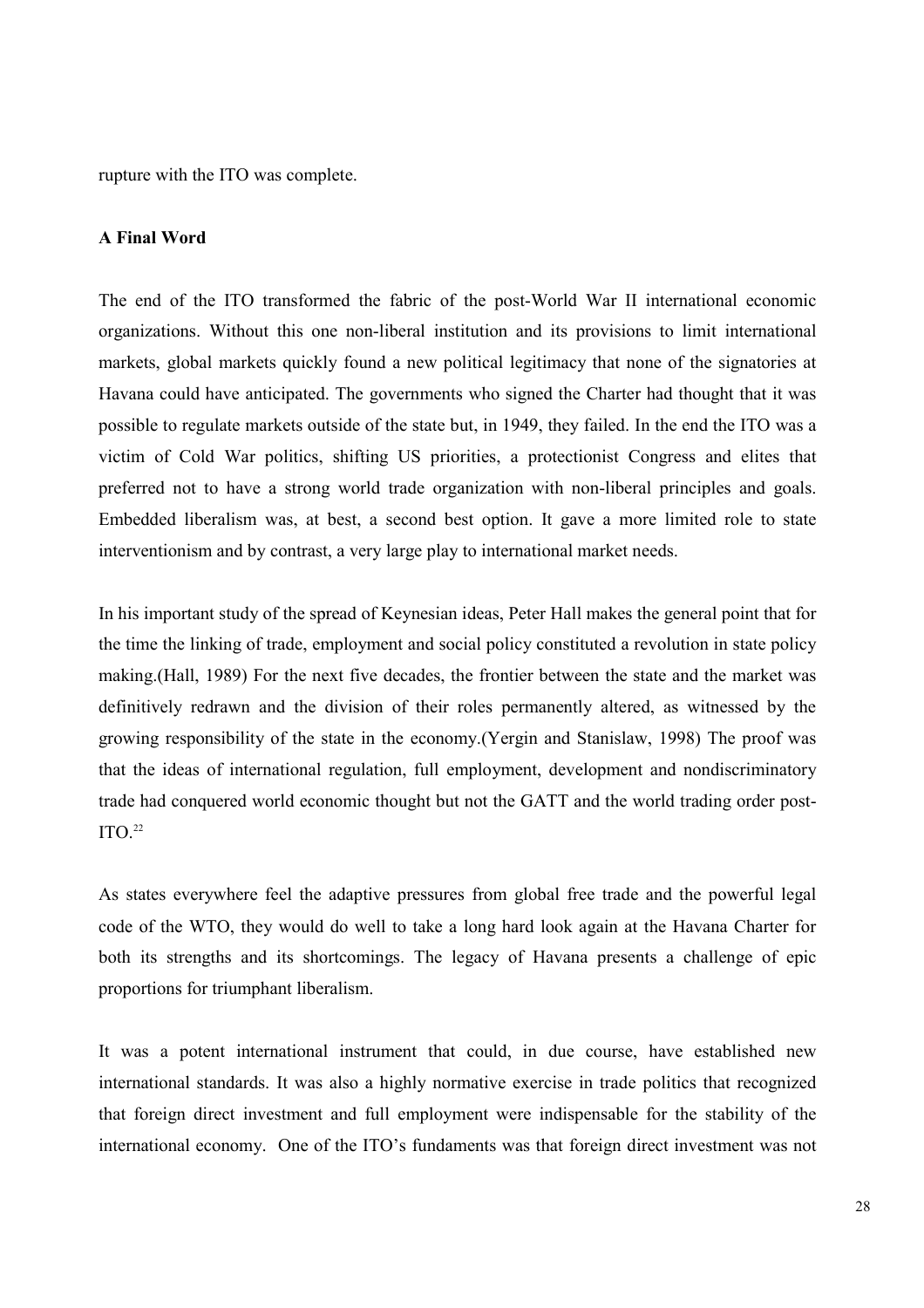rupture with the ITO was complete.

### A Final Word

The end of the ITO transformed the fabric of the post-World War II international economic organizations. Without this one non-liberal institution and its provisions to limit international markets, global markets quickly found a new political legitimacy that none of the signatories at Havana could have anticipated. The governments who signed the Charter had thought that it was possible to regulate markets outside of the state but, in 1949, they failed. In the end the ITO was a victim of Cold War politics, shifting US priorities, a protectionist Congress and elites that preferred not to have a strong world trade organization with non-liberal principles and goals. Embedded liberalism was, at best, a second best option. It gave a more limited role to state interventionism and by contrast, a very large play to international market needs.

In his important study of the spread of Keynesian ideas, Peter Hall makes the general point that for the time the linking of trade, employment and social policy constituted a revolution in state policy making.(Hall, 1989) For the next five decades, the frontier between the state and the market was definitively redrawn and the division of their roles permanently altered, as witnessed by the growing responsibility of the state in the economy.(Yergin and Stanislaw, 1998) The proof was that the ideas of international regulation, full employment, development and nondiscriminatory trade had conquered world economic thought but not the GATT and the world trading order post-ITO.[22]

As states everywhere feel the adaptive pressures from global free trade and the powerful legal code of the WTO, they would do well to take a long hard look again at the Havana Charter for both its strengths and its shortcomings. The legacy of Havana presents a challenge of epic proportions for triumphant liberalism.

It was a potent international instrument that could, in due course, have established new international standards. It was also a highly normative exercise in trade politics that recognized that foreign direct investment and full employment were indispensable for the stability of the international economy. One of the ITO's fundaments was that foreign direct investment was not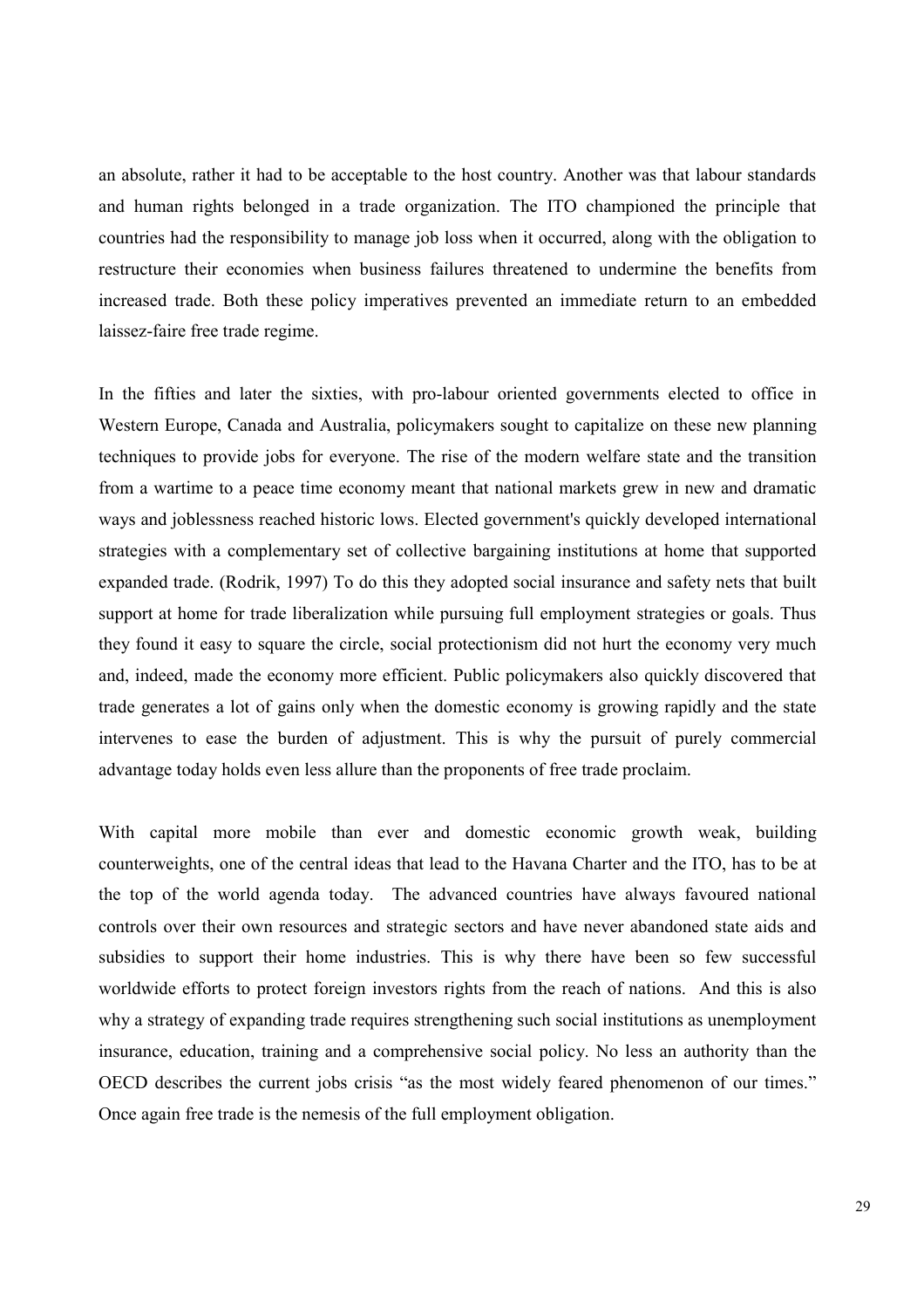an absolute, rather it had to be acceptable to the host country. Another was that labour standards and human rights belonged in a trade organization. The ITO championed the principle that countries had the responsibility to manage job loss when it occurred, along with the obligation to restructure their economies when business failures threatened to undermine the benefits from increased trade. Both these policy imperatives prevented an immediate return to an embedded laissez-faire free trade regime.

In the fifties and later the sixties, with pro-labour oriented governments elected to office in Western Europe, Canada and Australia, policymakers sought to capitalize on these new planning techniques to provide jobs for everyone. The rise of the modern welfare state and the transition from a wartime to a peace time economy meant that national markets grew in new and dramatic ways and joblessness reached historic lows. Elected government's quickly developed international strategies with a complementary set of collective bargaining institutions at home that supported expanded trade. (Rodrik, 1997) To do this they adopted social insurance and safety nets that built support at home for trade liberalization while pursuing full employment strategies or goals. Thus they found it easy to square the circle, social protectionism did not hurt the economy very much and, indeed, made the economy more efficient. Public policymakers also quickly discovered that trade generates a lot of gains only when the domestic economy is growing rapidly and the state intervenes to ease the burden of adjustment. This is why the pursuit of purely commercial advantage today holds even less allure than the proponents of free trade proclaim.

With capital more mobile than ever and domestic economic growth weak, building counterweights, one of the central ideas that lead to the Havana Charter and the ITO, has to be at the top of the world agenda today. The advanced countries have always favoured national controls over their own resources and strategic sectors and have never abandoned state aids and subsidies to support their home industries. This is why there have been so few successful worldwide efforts to protect foreign investors rights from the reach of nations. And this is also why a strategy of expanding trade requires strengthening such social institutions as unemployment insurance, education, training and a comprehensive social policy. No less an authority than the OECD describes the current jobs crisis "as the most widely feared phenomenon of our times." Once again free trade is the nemesis of the full employment obligation.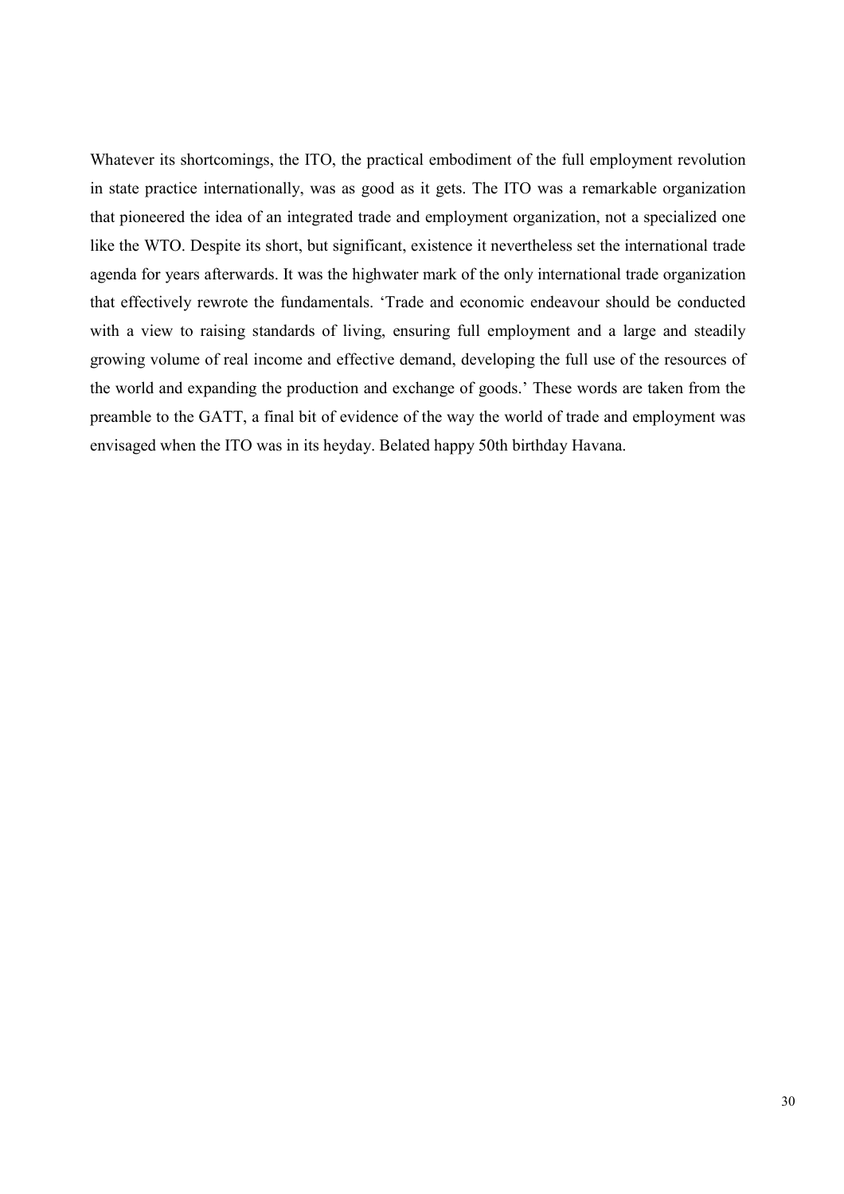Whatever its shortcomings, the ITO, the practical embodiment of the full employment revolution in state practice internationally, was as good as it gets. The ITO was a remarkable organization that pioneered the idea of an integrated trade and employment organization, not a specialized one like the WTO. Despite its short, but significant, existence it nevertheless set the international trade agenda for years afterwards. It was the highwater mark of the only international trade organization that effectively rewrote the fundamentals. 'Trade and economic endeavour should be conducted with a view to raising standards of living, ensuring full employment and a large and steadily growing volume of real income and effective demand, developing the full use of the resources of the world and expanding the production and exchange of goods.' These words are taken from the preamble to the GATT, a final bit of evidence of the way the world of trade and employment was envisaged when the ITO was in its heyday. Belated happy 50th birthday Havana.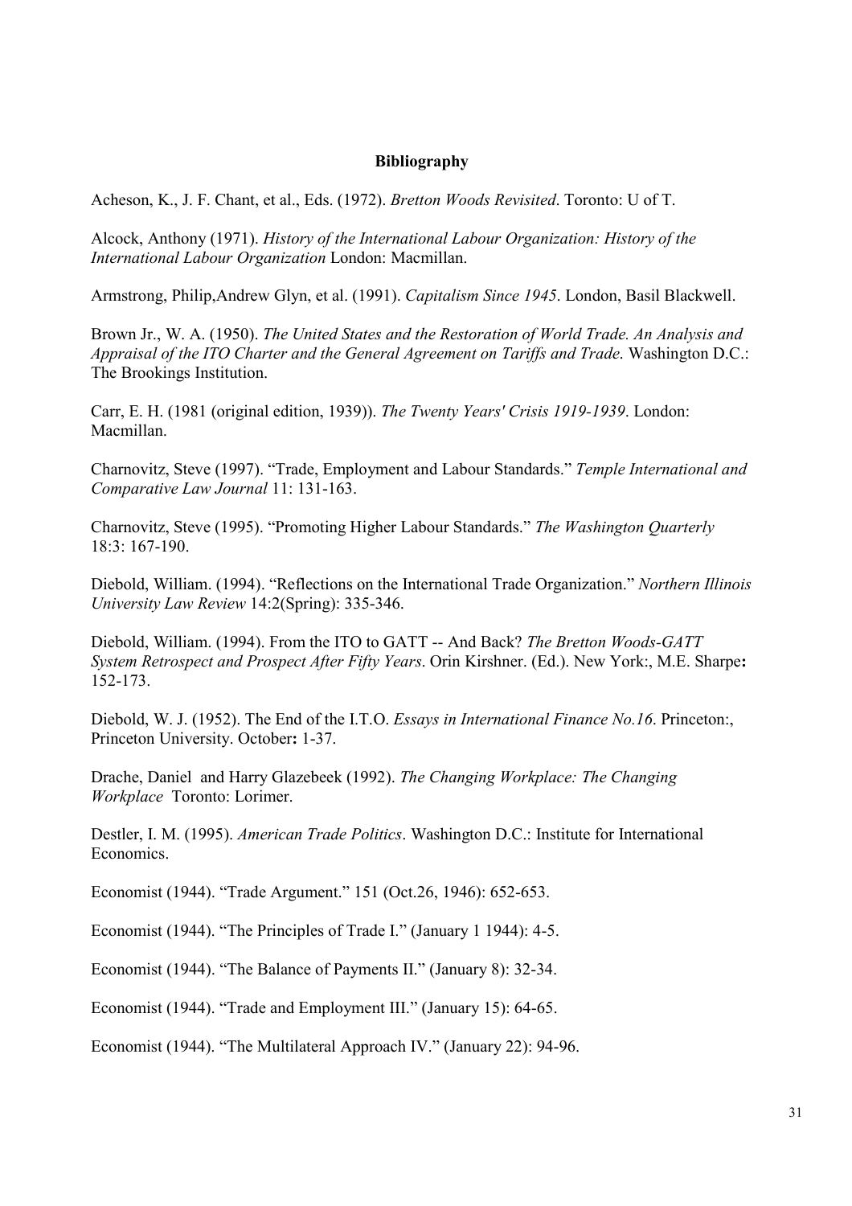**Bibliography**

Acheson, K., J. F. Chant, et al., Eds. (1972). *Bretton Woods Revisited*. Toronto: U of T.

Alcock, Anthony (1971). *History of the International Labour Organization: History of the International Labour Organization* London: Macmillan.

Armstrong, Philip,Andrew Glyn, et al. (1991). *Capitalism Since 1945*. London, Basil Blackwell.

Brown Jr., W. A. (1950). *The United States and the Restoration of World Trade. An Analysis and Appraisal of the ITO Charter and the General Agreement on Tariffs and Trade.* Washington D.C.: The Brookings Institution.

Carr, E. H. (1981 (original edition, 1939)). *The Twenty Years' Crisis 1919-1939*. London: Macmillan.

Charnovitz, Steve (1997). "Trade, Employment and Labour Standards." *Temple International and Comparative Law Journal* 11: 131-163.

Charnovitz, Steve (1995). "Promoting Higher Labour Standards." *The Washington Quarterly* 18:3: 167-190.

Diebold, William. (1994). "Reflections on the International Trade Organization." *Northern Illinois University Law Review* 14:2(Spring): 335-346.

Diebold, William. (1994). From the ITO to GATT -- And Back? *The Bretton Woods-GATT System Retrospect and Prospect After Fifty Years*. Orin Kirshner. (Ed.). New York:, M.E. Sharpe**:** 152-173.

Diebold, W. J. (1952). The End of the I.T.O. *Essays in International Finance No.16*. Princeton:, Princeton University. October**:** 1-37.

Drache, Daniel and Harry Glazebeek (1992). *The Changing Workplace: The Changing Workplace* Toronto: Lorimer.

Destler, I. M. (1995). *American Trade Politics*. Washington D.C.: Institute for International Economics.

Economist (1944). "Trade Argument." 151 (Oct.26, 1946): 652-653.

Economist (1944). "The Principles of Trade I." (January 1 1944): 4-5.

Economist (1944). "The Balance of Payments II." (January 8): 32-34.

Economist (1944). "Trade and Employment III." (January 15): 64-65.

Economist (1944). "The Multilateral Approach IV." (January 22): 94-96.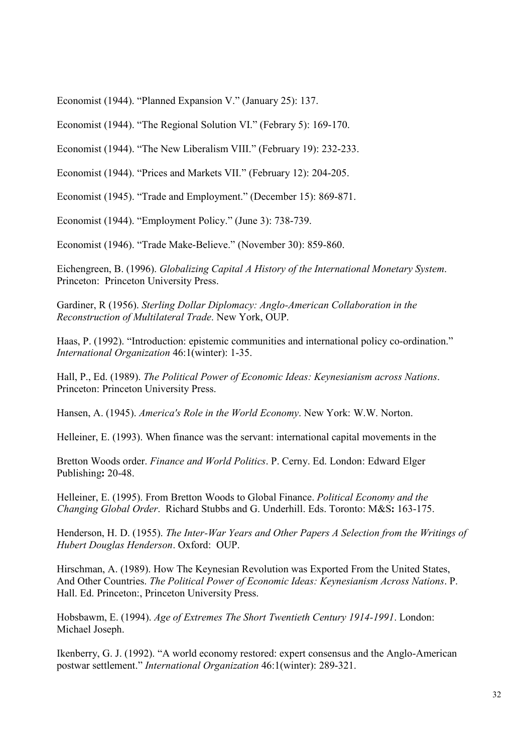Economist (1944). "Planned Expansion V." (January 25): 137.

Economist (1944). "The Regional Solution VI." (Febrary 5): 169-170.

Economist (1944). "The New Liberalism VIII." (February 19): 232-233.

Economist (1944). "Prices and Markets VII." (February 12): 204-205.

Economist (1945). "Trade and Employment." (December 15): 869-871.

Economist (1944). "Employment Policy." (June 3): 738-739.

Economist (1946). "Trade Make-Believe." (November 30): 859-860.

Eichengreen, B. (1996). *Globalizing Capital A History of the International Monetary System*. Princeton: Princeton University Press.

Gardiner, R (1956). *Sterling Dollar Diplomacy: Anglo-American Collaboration in the Reconstruction of Multilateral Trade*. New York, OUP.

Haas, P. (1992). "Introduction: epistemic communities and international policy co-ordination." *International Organization* 46:1(winter): 1-35.

Hall, P., Ed. (1989). *The Political Power of Economic Ideas: Keynesianism across Nations*. Princeton: Princeton University Press.

Hansen, A. (1945). *America's Role in the World Economy*. New York: W.W. Norton.

Helleiner, E. (1993). When finance was the servant: international capital movements in the

Bretton Woods order. *Finance and World Politics*. P. Cerny. Ed. London: Edward Elger Publishing**:** 20-48.

Helleiner, E. (1995). From Bretton Woods to Global Finance. *Political Economy and the Changing Global Order*. Richard Stubbs and G. Underhill. Eds. Toronto: M&S**:** 163-175.

Henderson, H. D. (1955). *The Inter-War Years and Other Papers A Selection from the Writings of Hubert Douglas Henderson*. Oxford: OUP.

Hirschman, A. (1989). How The Keynesian Revolution was Exported From the United States, And Other Countries. *The Political Power of Economic Ideas: Keynesianism Across Nations*. P. Hall. Ed. Princeton:, Princeton University Press.

Hobsbawm, E. (1994). *Age of Extremes The Short Twentieth Century 1914-1991*. London: Michael Joseph.

Ikenberry, G. J. (1992). "A world economy restored: expert consensus and the Anglo-American postwar settlement." *International Organization* 46:1(winter): 289-321.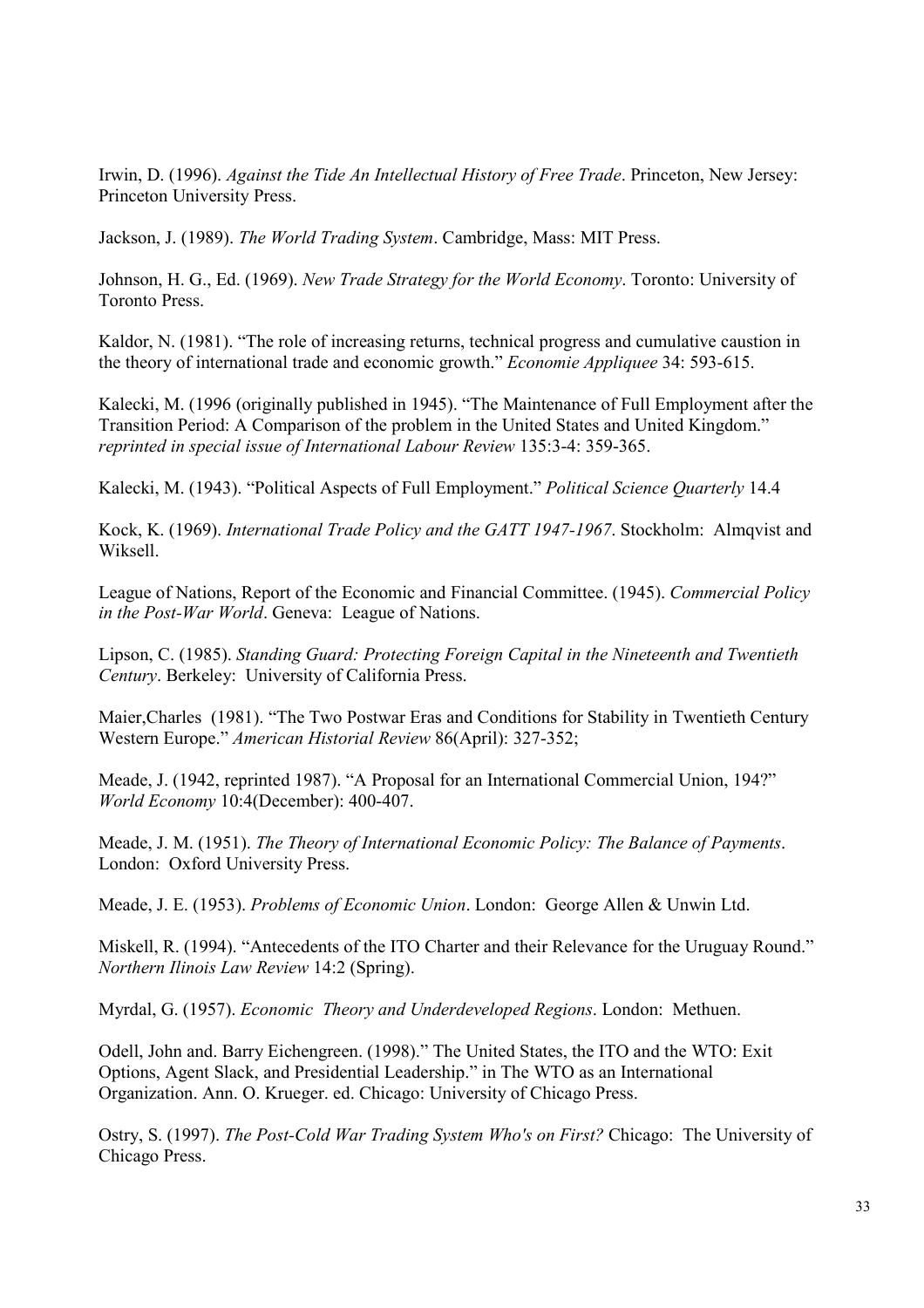Irwin, D. (1996). *Against the Tide An Intellectual History of Free Trade*. Princeton, New Jersey: Princeton University Press.

Jackson, J. (1989). *The World Trading System*. Cambridge, Mass: MIT Press.

Johnson, H. G., Ed. (1969). *New Trade Strategy for the World Economy*. Toronto: University of Toronto Press.

Kaldor, N. (1981). "The role of increasing returns, technical progress and cumulative caustion in the theory of international trade and economic growth." *Economie Appliquee* 34: 593-615.

Kalecki, M. (1996 (originally published in 1945). "The Maintenance of Full Employment after the Transition Period: A Comparison of the problem in the United States and United Kingdom." *reprinted in special issue of International Labour Review* 135:3-4: 359-365.

Kalecki, M. (1943). "Political Aspects of Full Employment." *Political Science Quarterly* 14.4

Kock, K. (1969). *International Trade Policy and the GATT 1947-1967*. Stockholm: Almqvist and Wiksell.

League of Nations, Report of the Economic and Financial Committee. (1945). *Commercial Policy in the Post-War World*. Geneva: League of Nations.

Lipson, C. (1985). *Standing Guard: Protecting Foreign Capital in the Nineteenth and Twentieth Century*. Berkeley: University of California Press.

Maier,Charles (1981). "The Two Postwar Eras and Conditions for Stability in Twentieth Century Western Europe." *American Historial Review* 86(April): 327-352;

Meade, J. (1942, reprinted 1987). "A Proposal for an International Commercial Union, 194?" *World Economy* 10:4(December): 400-407.

Meade, J. M. (1951). *The Theory of International Economic Policy: The Balance of Payments*. London: Oxford University Press.

Meade, J. E. (1953). *Problems of Economic Union*. London: George Allen & Unwin Ltd.

Miskell, R. (1994). "Antecedents of the ITO Charter and their Relevance for the Uruguay Round." *Northern Ilinois Law Review* 14:2 (Spring).

Myrdal, G. (1957). *Economic Theory and Underdeveloped Regions*. London: Methuen.

Odell, John and. Barry Eichengreen. (1998)." The United States, the ITO and the WTO: Exit Options, Agent Slack, and Presidential Leadership." in The WTO as an International Organization. Ann. O. Krueger. ed. Chicago: University of Chicago Press.

Ostry, S. (1997). *The Post-Cold War Trading System Who's on First?* Chicago: The University of Chicago Press.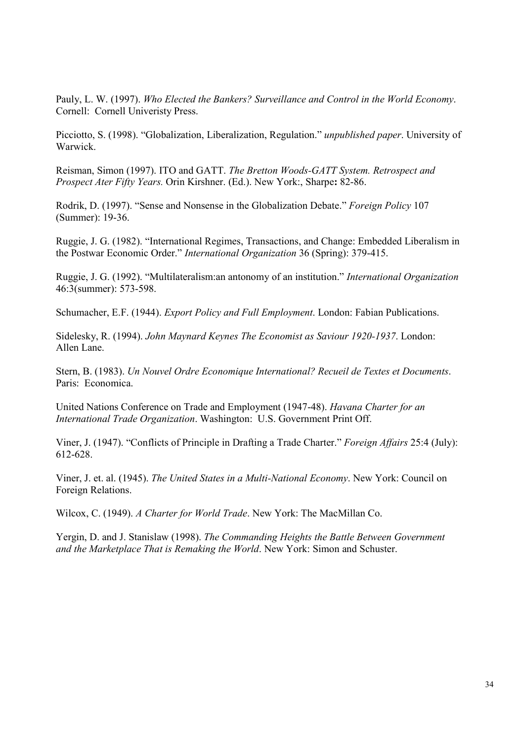Pauly, L. W. (1997). *Who Elected the Bankers? Surveillance and Control in the World Economy*. Cornell: Cornell Univeristy Press.

Picciotto, S. (1998). "Globalization, Liberalization, Regulation." *unpublished paper*. University of Warwick.

Reisman, Simon (1997). ITO and GATT. *The Bretton Woods-GATT System. Retrospect and Prospect Ater Fifty Years.* Orin Kirshner. (Ed.). New York:, Sharpe**:** 82-86.

Rodrik, D. (1997). "Sense and Nonsense in the Globalization Debate." *Foreign Policy* 107 (Summer): 19-36.

Ruggie, J. G. (1982). "International Regimes, Transactions, and Change: Embedded Liberalism in the Postwar Economic Order." *International Organization* 36 (Spring): 379-415.

Ruggie, J. G. (1992). "Multilateralism:an antonomy of an institution." *International Organization* 46:3(summer): 573-598.

Schumacher, E.F. (1944). *Export Policy and Full Employment*. London: Fabian Publications.

Sidelesky, R. (1994). *John Maynard Keynes The Economist as Saviour 1920-1937*. London: Allen Lane.

Stern, B. (1983). *Un Nouvel Ordre Economique International? Recueil de Textes et Documents*. Paris: Economica.

United Nations Conference on Trade and Employment (1947-48). *Havana Charter for an International Trade Organization*. Washington: U.S. Government Print Off.

Viner, J. (1947). "Conflicts of Principle in Drafting a Trade Charter." *Foreign Affairs* 25:4 (July): 612-628.

Viner, J. et. al. (1945). *The United States in a Multi-National Economy*. New York: Council on Foreign Relations.

Wilcox, C. (1949). *A Charter for World Trade*. New York: The MacMillan Co.

Yergin, D. and J. Stanislaw (1998). *The Commanding Heights the Battle Between Government and the Marketplace That is Remaking the World*. New York: Simon and Schuster.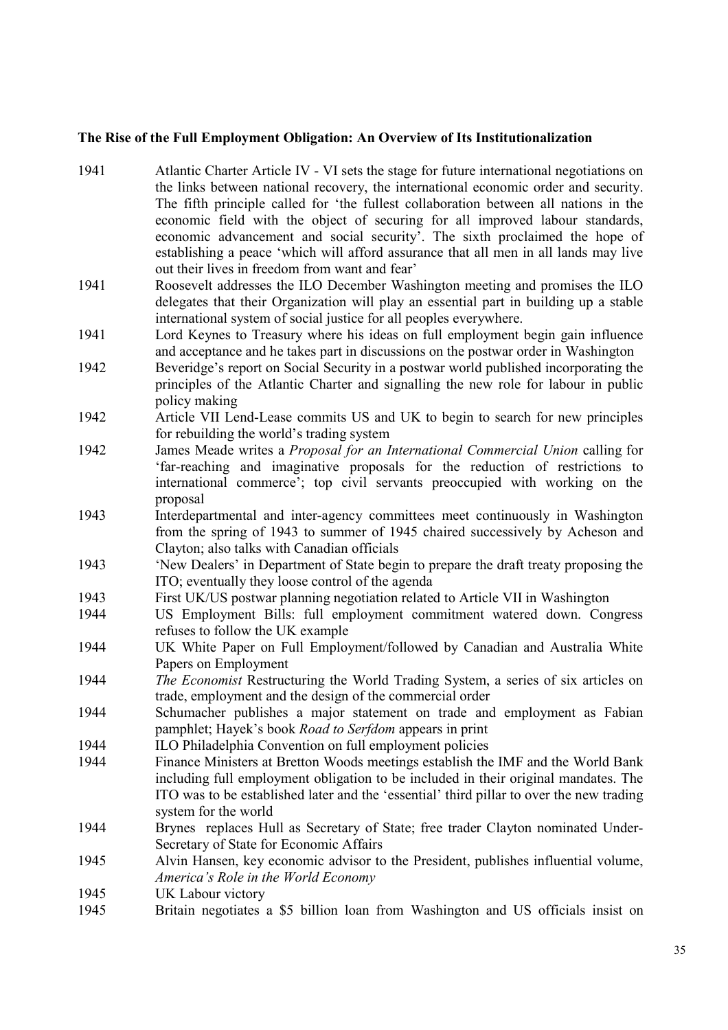**The Rise of the Full Employment Obligation: An Overview of Its Institutionalization**

| | |
|---|---|
| 1941 | Atlantic Charter Article IV - VI sets the stage for future international negotiations on the links between national recovery, the international economic order and security. The fifth principle called for 'the fullest collaboration between all nations in the economic field with the object of securing for all improved labour standards, economic advancement and social security'. The sixth proclaimed the hope of establishing a peace 'which will afford assurance that all men in all lands may live out their lives in freedom from want and fear' |
| 1941 | Roosevelt addresses the ILO December Washington meeting and promises the ILO delegates that their Organization will play an essential part in building up a stable international system of social justice for all peoples everywhere. |
| 1941 | Lord Keynes to Treasury where his ideas on full employment begin gain influence and acceptance and he takes part in discussions on the postwar order in Washington |
| 1942 | Beveridge's report on Social Security in a postwar world published incorporating the principles of the Atlantic Charter and signalling the new role for labour in public policy making |
| 1942 | Article VII Lend-Lease commits US and UK to begin to search for new principles for rebuilding the world's trading system |
| 1942 | James Meade writes a *Proposal for an International Commercial Union* calling for 'far-reaching and imaginative proposals for the reduction of restrictions to international commerce'; top civil servants preoccupied with working on the proposal |
| 1943 | Interdepartmental and inter-agency committees meet continuously in Washington from the spring of 1943 to summer of 1945 chaired successively by Acheson and Clayton; also talks with Canadian officials |
| 1943 | 'New Dealers' in Department of State begin to prepare the draft treaty proposing the ITO; eventually they loose control of the agenda |
| 1943 | First UK/US postwar planning negotiation related to Article VII in Washington |
| 1944 | US Employment Bills: full employment commitment watered down. Congress refuses to follow the UK example |
| 1944 | UK White Paper on Full Employment/followed by Canadian and Australia White Papers on Employment |
| 1944 | *The Economist* Restructuring the World Trading System, a series of six articles on trade, employment and the design of the commercial order |
| 1944 | Schumacher publishes a major statement on trade and employment as Fabian pamphlet; Hayek's book *Road to Serfdom* appears in print |
| 1944 | ILO Philadelphia Convention on full employment policies |
| 1944 | Finance Ministers at Bretton Woods meetings establish the IMF and the World Bank including full employment obligation to be included in their original mandates. The ITO was to be established later and the 'essential' third pillar to over the new trading system for the world |
| 1944 | Brynes replaces Hull as Secretary of State; free trader Clayton nominated Under-Secretary of State for Economic Affairs |
| 1945 | Alvin Hansen, key economic advisor to the President, publishes influential volume, *America's Role in the World Economy* |
| 1945 | UK Labour victory |
| 1945 | Britain negotiates a \$5 billion loan from Washington and US officials insist on |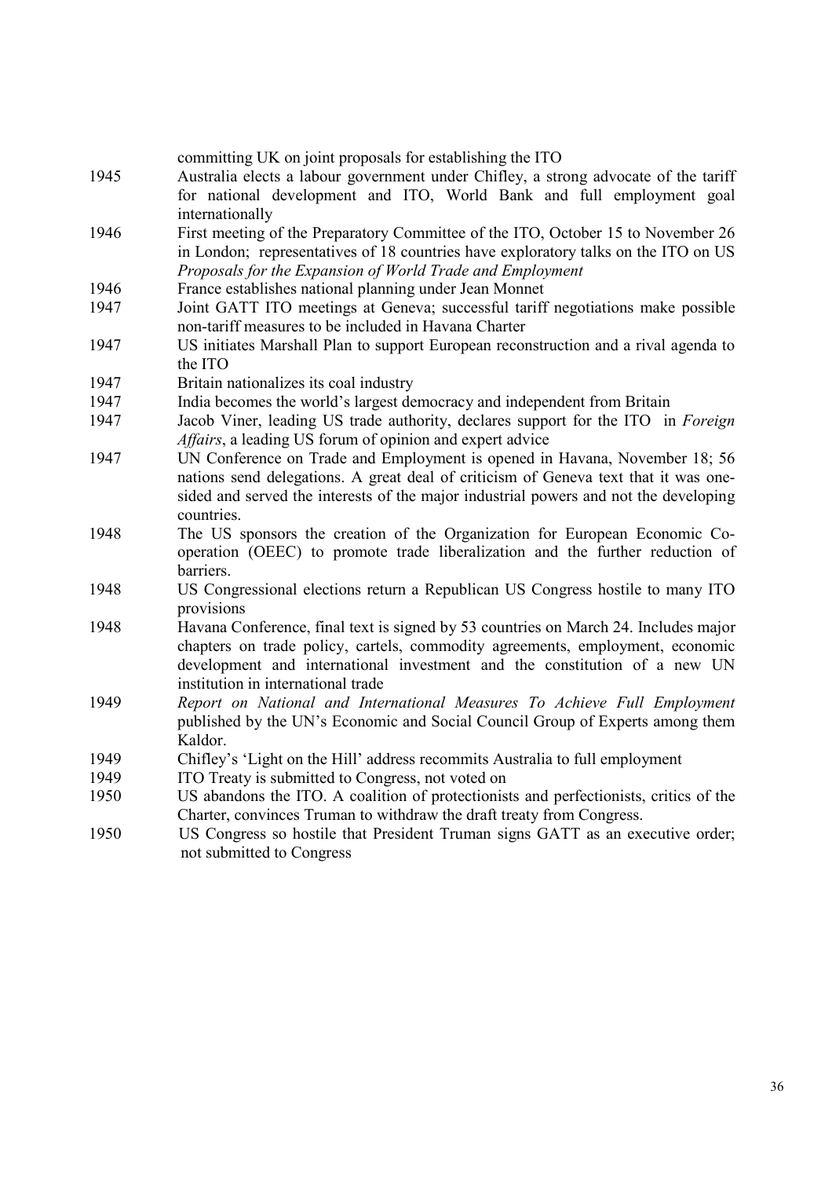| | |
|---|---|
| | committing UK on joint proposals for establishing the ITO |
| 1945 | Australia elects a labour government under Chifley, a strong advocate of the tariff for national development and ITO, World Bank and full employment goal internationally |
| 1946 | First meeting of the Preparatory Committee of the ITO, October 15 to November 26 in London; representatives of 18 countries have exploratory talks on the ITO on US *Proposals for the Expansion of World Trade and Employment* |
| 1946 | France establishes national planning under Jean Monnet |
| 1947 | Joint GATT ITO meetings at Geneva; successful tariff negotiations make possible non-tariff measures to be included in Havana Charter |
| 1947 | US initiates Marshall Plan to support European reconstruction and a rival agenda to the ITO |
| 1947 | Britain nationalizes its coal industry |
| 1947 | India becomes the world's largest democracy and independent from Britain |
| 1947 | Jacob Viner, leading US trade authority, declares support for the ITO in *Foreign Affairs*, a leading US forum of opinion and expert advice |
| 1947 | UN Conference on Trade and Employment is opened in Havana, November 18; 56 nations send delegations. A great deal of criticism of Geneva text that it was one-sided and served the interests of the major industrial powers and not the developing countries. |
| 1948 | The US sponsors the creation of the Organization for European Economic Co-operation (OEEC) to promote trade liberalization and the further reduction of barriers. |
| 1948 | US Congressional elections return a Republican US Congress hostile to many ITO provisions |
| 1948 | Havana Conference, final text is signed by 53 countries on March 24. Includes major chapters on trade policy, cartels, commodity agreements, employment, economic development and international investment and the constitution of a new UN institution in international trade |
| 1949 | *Report on National and International Measures To Achieve Full Employment* published by the UN's Economic and Social Council Group of Experts among them Kaldor. |
| 1949 | Chifley's 'Light on the Hill' address recommits Australia to full employment |
| 1949 | ITO Treaty is submitted to Congress, not voted on |
| 1950 | US abandons the ITO. A coalition of protectionists and perfectionists, critics of the Charter, convinces Truman to withdraw the draft treaty from Congress. |
| 1950 | US Congress so hostile that President Truman signs GATT as an executive order; not submitted to Congress |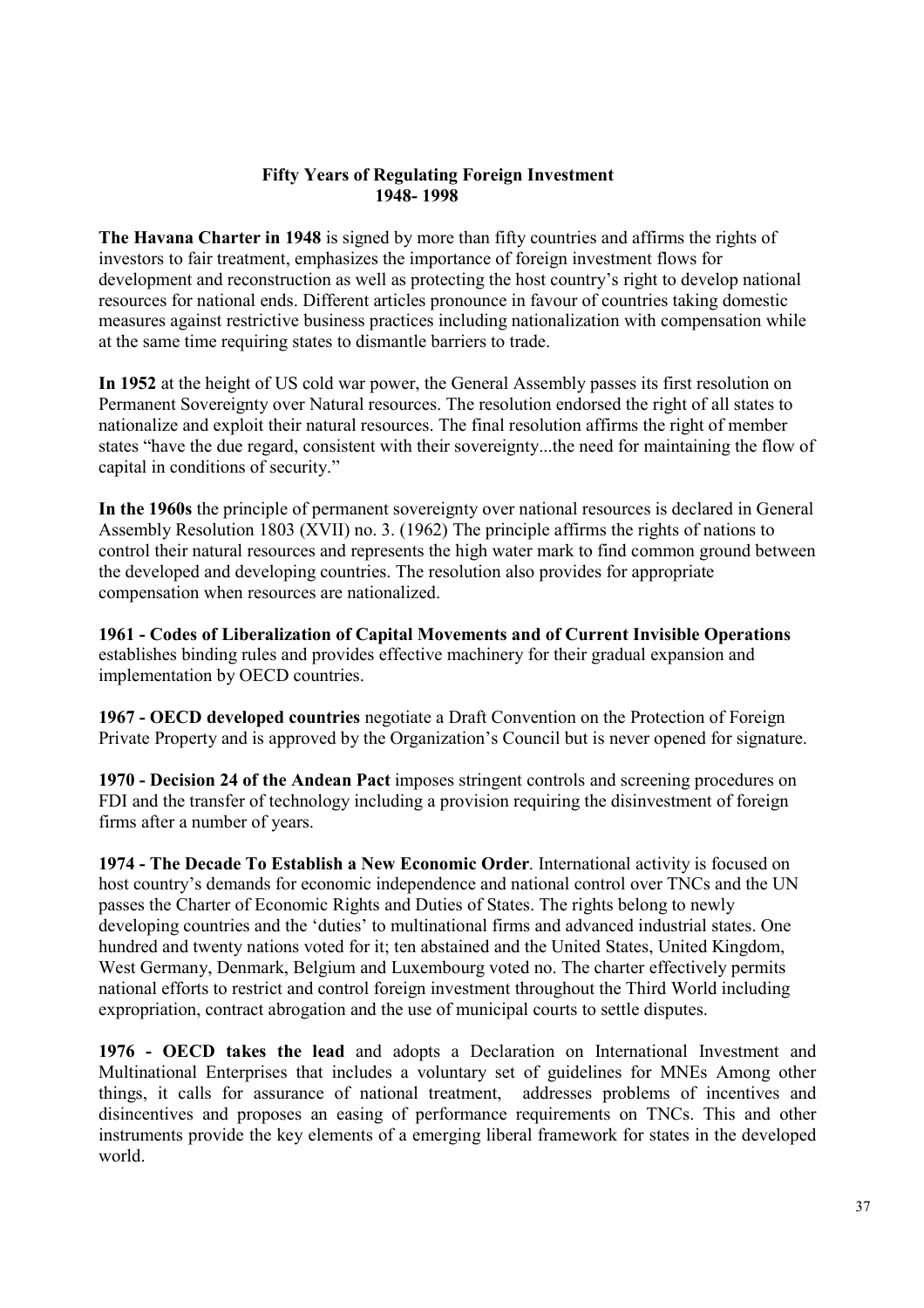## Fifty Years of Regulating Foreign Investment 1948- 1998

**The Havana Charter in 1948** is signed by more than fifty countries and affirms the rights of investors to fair treatment, emphasizes the importance of foreign investment flows for development and reconstruction as well as protecting the host country's right to develop national resources for national ends. Different articles pronounce in favour of countries taking domestic measures against restrictive business practices including nationalization with compensation while at the same time requiring states to dismantle barriers to trade.

**In 1952** at the height of US cold war power, the General Assembly passes its first resolution on Permanent Sovereignty over Natural resources. The resolution endorsed the right of all states to nationalize and exploit their natural resources. The final resolution affirms the right of member states "have the due regard, consistent with their sovereignty...the need for maintaining the flow of capital in conditions of security."

**In the 1960s** the principle of permanent sovereignty over national resources is declared in General Assembly Resolution 1803 (XVII) no. 3. (1962) The principle affirms the rights of nations to control their natural resources and represents the high water mark to find common ground between the developed and developing countries. The resolution also provides for appropriate compensation when resources are nationalized.

**1961 - Codes of Liberalization of Capital Movements and of Current Invisible Operations** establishes binding rules and provides effective machinery for their gradual expansion and implementation by OECD countries.

**1967 - OECD developed countries** negotiate a Draft Convention on the Protection of Foreign Private Property and is approved by the Organization's Council but is never opened for signature.

**1970 - Decision 24 of the Andean Pact** imposes stringent controls and screening procedures on FDI and the transfer of technology including a provision requiring the disinvestment of foreign firms after a number of years.

**1974 - The Decade To Establish a New Economic Order**. International activity is focused on host country's demands for economic independence and national control over TNCs and the UN passes the Charter of Economic Rights and Duties of States. The rights belong to newly developing countries and the 'duties' to multinational firms and advanced industrial states. One hundred and twenty nations voted for it; ten abstained and the United States, United Kingdom, West Germany, Denmark, Belgium and Luxembourg voted no. The charter effectively permits national efforts to restrict and control foreign investment throughout the Third World including expropriation, contract abrogation and the use of municipal courts to settle disputes.

**1976 - OECD takes the lead** and adopts a Declaration on International Investment and Multinational Enterprises that includes a voluntary set of guidelines for MNEs Among other things, it calls for assurance of national treatment, addresses problems of incentives and disincentives and proposes an easing of performance requirements on TNCs. This and other instruments provide the key elements of a emerging liberal framework for states in the developed world.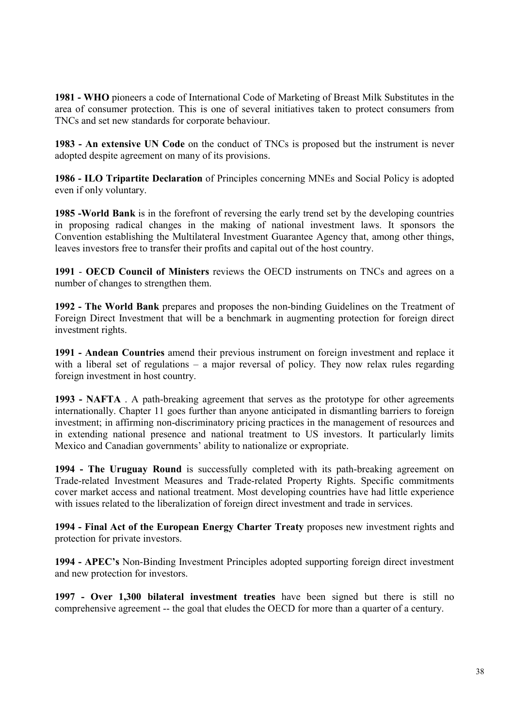**1981 - WHO** pioneers a code of International Code of Marketing of Breast Milk Substitutes in the area of consumer protection. This is one of several initiatives taken to protect consumers from TNCs and set new standards for corporate behaviour.

**1983 - An extensive UN Code** on the conduct of TNCs is proposed but the instrument is never adopted despite agreement on many of its provisions.

**1986 - ILO Tripartite Declaration** of Principles concerning MNEs and Social Policy is adopted even if only voluntary.

**1985 -World Bank** is in the forefront of reversing the early trend set by the developing countries in proposing radical changes in the making of national investment laws. It sponsors the Convention establishing the Multilateral Investment Guarantee Agency that, among other things, leaves investors free to transfer their profits and capital out of the host country.

**1991** - **OECD Council of Ministers** reviews the OECD instruments on TNCs and agrees on a number of changes to strengthen them.

**1992 - The World Bank** prepares and proposes the non-binding Guidelines on the Treatment of Foreign Direct Investment that will be a benchmark in augmenting protection for foreign direct investment rights.

**1991 - Andean Countries** amend their previous instrument on foreign investment and replace it with a liberal set of regulations – a major reversal of policy. They now relax rules regarding foreign investment in host country.

**1993 - NAFTA** . A path-breaking agreement that serves as the prototype for other agreements internationally. Chapter 11 goes further than anyone anticipated in dismantling barriers to foreign investment; in affirming non-discriminatory pricing practices in the management of resources and in extending national presence and national treatment to US investors. It particularly limits Mexico and Canadian governments' ability to nationalize or expropriate.

**1994 - The Uruguay Round** is successfully completed with its path-breaking agreement on Trade-related Investment Measures and Trade-related Property Rights. Specific commitments cover market access and national treatment. Most developing countries have had little experience with issues related to the liberalization of foreign direct investment and trade in services.

**1994 - Final Act of the European Energy Charter Treaty** proposes new investment rights and protection for private investors.

**1994 - APEC's** Non-Binding Investment Principles adopted supporting foreign direct investment and new protection for investors.

**1997 - Over 1,300 bilateral investment treaties** have been signed but there is still no comprehensive agreement -- the goal that eludes the OECD for more than a quarter of a century.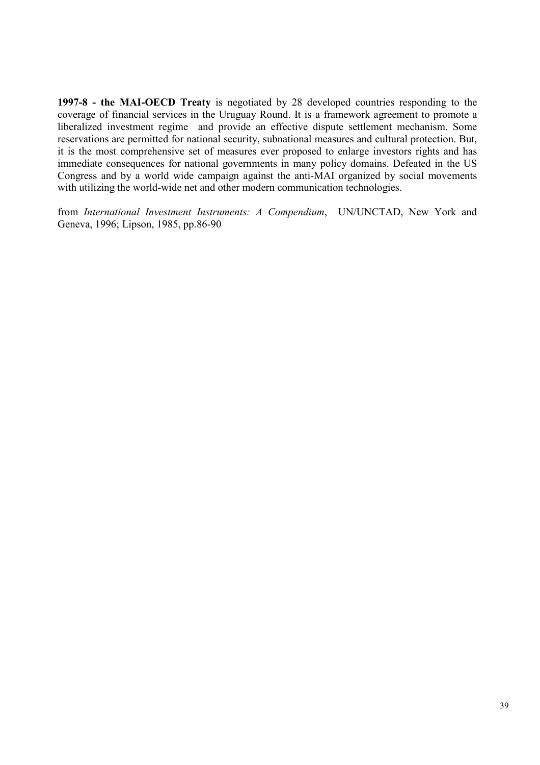**1997-8 - the MAI-OECD Treaty** is negotiated by 28 developed countries responding to the coverage of financial services in the Uruguay Round. It is a framework agreement to promote a liberalized investment regime and provide an effective dispute settlement mechanism. Some reservations are permitted for national security, subnational measures and cultural protection. But, it is the most comprehensive set of measures ever proposed to enlarge investors rights and has immediate consequences for national governments in many policy domains. Defeated in the US Congress and by a world wide campaign against the anti-MAI organized by social movements with utilizing the world-wide net and other modern communication technologies.

from *International Investment Instruments: A Compendium*, UN/UNCTAD, New York and Geneva, 1996; Lipson, 1985, pp.86-90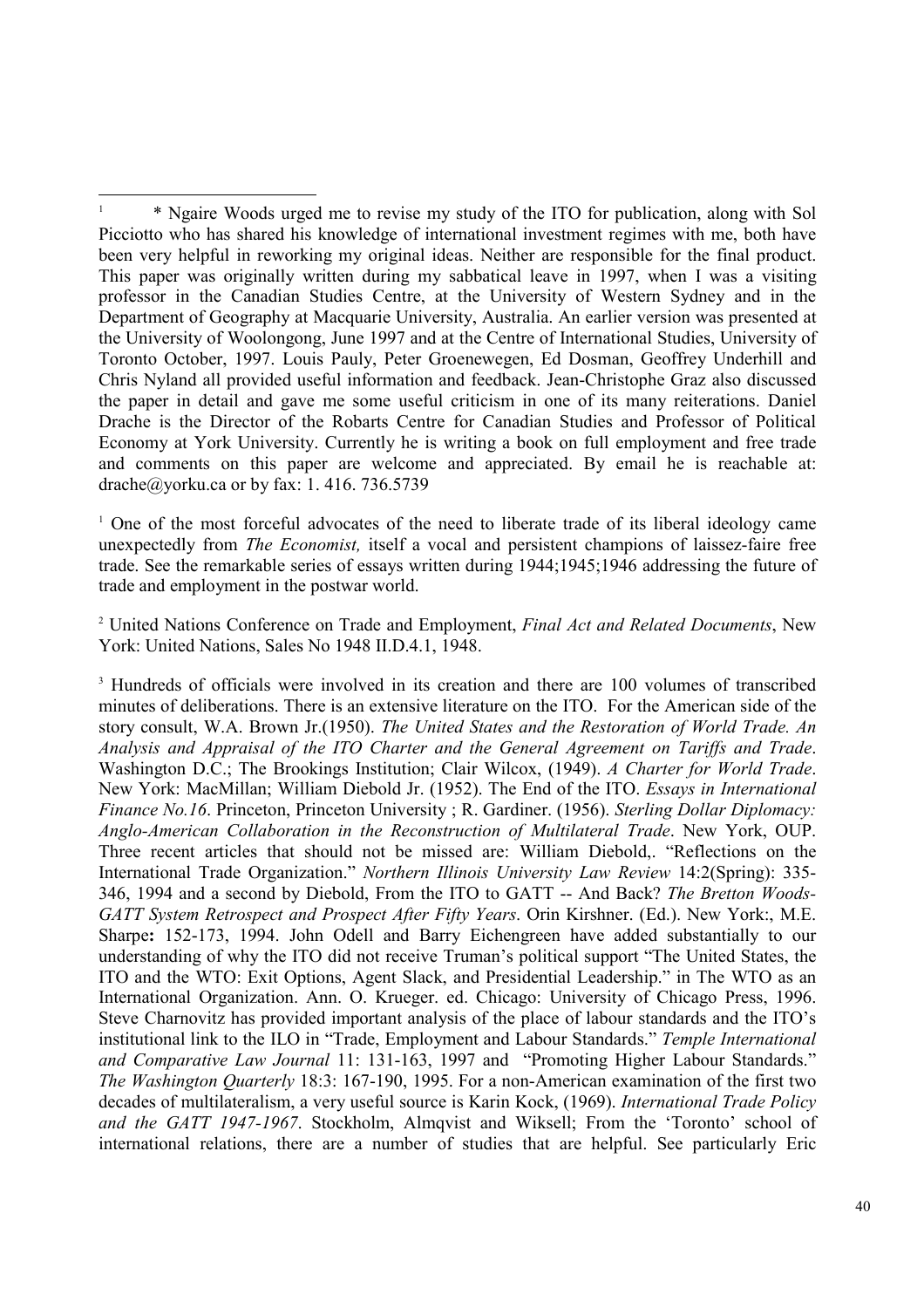[1] * Ngaire Woods urged me to revise my study of the ITO for publication, along with Sol Picciotto who has shared his knowledge of international investment regimes with me, both have been very helpful in reworking my original ideas. Neither are responsible for the final product. This paper was originally written during my sabbatical leave in 1997, when I was a visiting professor in the Canadian Studies Centre, at the University of Western Sydney and in the Department of Geography at Macquarie University, Australia. An earlier version was presented at the University of Woolongong, June 1997 and at the Centre of International Studies, University of Toronto October, 1997. Louis Pauly, Peter Groenewegen, Ed Dosman, Geoffrey Underhill and Chris Nyland all provided useful information and feedback. Jean-Christophe Graz also discussed the paper in detail and gave me some useful criticism in one of its many reiterations. Daniel Drache is the Director of the Robarts Centre for Canadian Studies and Professor of Political Economy at York University. Currently he is writing a book on full employment and free trade and comments on this paper are welcome and appreciated. By email he is reachable at: drache@yorku.ca or by fax: 1. 416. 736.5739

[1] One of the most forceful advocates of the need to liberate trade of its liberal ideology came unexpectedly from *The Economist,* itself a vocal and persistent champions of laissez-faire free trade. See the remarkable series of essays written during 1944;1945;1946 addressing the future of trade and employment in the postwar world.

[2] United Nations Conference on Trade and Employment, *Final Act and Related Documents*, New York: United Nations, Sales No 1948 II.D.4.1, 1948.

[3] Hundreds of officials were involved in its creation and there are 100 volumes of transcribed minutes of deliberations. There is an extensive literature on the ITO. For the American side of the story consult, W.A. Brown Jr.(1950). *The United States and the Restoration of World Trade. An Analysis and Appraisal of the ITO Charter and the General Agreement on Tariffs and Trade*. Washington D.C.; The Brookings Institution; Clair Wilcox, (1949). *A Charter for World Trade*. New York: MacMillan; William Diebold Jr. (1952). The End of the ITO. *Essays in International Finance No.16*. Princeton, Princeton University ; R. Gardiner. (1956). *Sterling Dollar Diplomacy: Anglo-American Collaboration in the Reconstruction of Multilateral Trade*. New York, OUP. Three recent articles that should not be missed are: William Diebold,. "Reflections on the International Trade Organization." *Northern Illinois University Law Review* 14:2(Spring): 335-346, 1994 and a second by Diebold, From the ITO to GATT -- And Back? *The Bretton Woods-GATT System Retrospect and Prospect After Fifty Years*. Orin Kirshner. (Ed.). New York:, M.E. Sharpe**:** 152-173, 1994. John Odell and Barry Eichengreen have added substantially to our understanding of why the ITO did not receive Truman's political support "The United States, the ITO and the WTO: Exit Options, Agent Slack, and Presidential Leadership." in The WTO as an International Organization. Ann. O. Krueger. ed. Chicago: University of Chicago Press, 1996. Steve Charnovitz has provided important analysis of the place of labour standards and the ITO's institutional link to the ILO in "Trade, Employment and Labour Standards." *Temple International and Comparative Law Journal* 11: 131-163, 1997 and "Promoting Higher Labour Standards." *The Washington Quarterly* 18:3: 167-190, 1995. For a non-American examination of the first two decades of multilateralism, a very useful source is Karin Kock, (1969). *International Trade Policy and the GATT 1947-1967*. Stockholm, Almqvist and Wiksell; From the 'Toronto' school of international relations, there are a number of studies that are helpful. See particularly Eric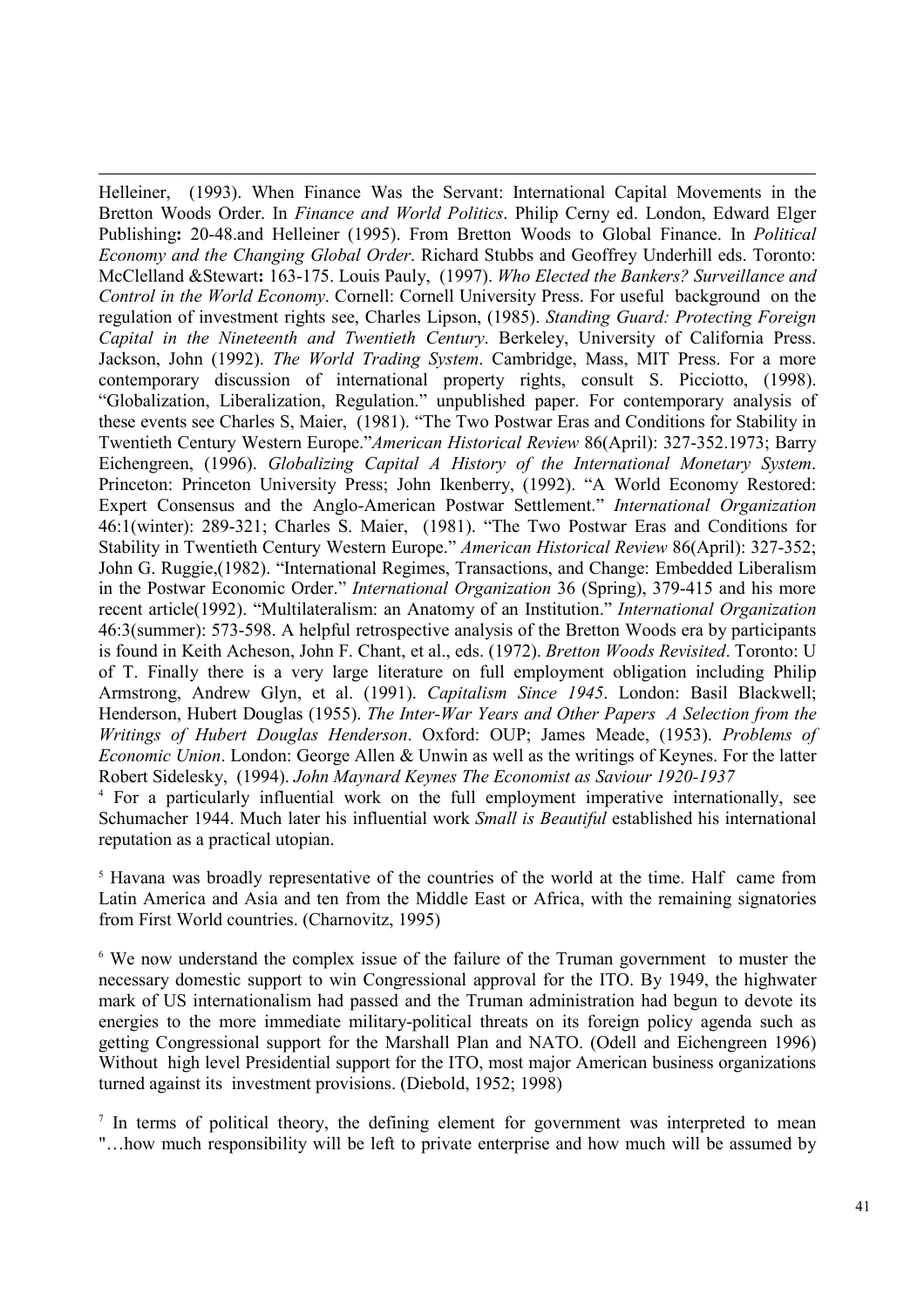Helleiner, (1993). When Finance Was the Servant: International Capital Movements in the Bretton Woods Order. In *Finance and World Politics*. Philip Cerny ed. London, Edward Elger Publishing**:** 20-48.and Helleiner (1995). From Bretton Woods to Global Finance. In *Political Economy and the Changing Global Order*. Richard Stubbs and Geoffrey Underhill eds. Toronto: McClelland &Stewart**:** 163-175. Louis Pauly, (1997). *Who Elected the Bankers? Surveillance and Control in the World Economy*. Cornell: Cornell University Press. For useful background on the regulation of investment rights see, Charles Lipson, (1985). *Standing Guard: Protecting Foreign Capital in the Nineteenth and Twentieth Century*. Berkeley, University of California Press. Jackson, John (1992). *The World Trading System*. Cambridge, Mass, MIT Press. For a more contemporary discussion of international property rights, consult S. Picciotto, (1998). "Globalization, Liberalization, Regulation." unpublished paper. For contemporary analysis of these events see Charles S, Maier, (1981). "The Two Postwar Eras and Conditions for Stability in Twentieth Century Western Europe."*American Historical Review* 86(April): 327-352.1973; Barry Eichengreen, (1996). *Globalizing Capital A History of the International Monetary System*. Princeton: Princeton University Press; John Ikenberry, (1992). "A World Economy Restored: Expert Consensus and the Anglo-American Postwar Settlement." *International Organization* 46:1(winter): 289-321; Charles S. Maier, (1981). "The Two Postwar Eras and Conditions for Stability in Twentieth Century Western Europe." *American Historical Review* 86(April): 327-352; John G. Ruggie,(1982). "International Regimes, Transactions, and Change: Embedded Liberalism in the Postwar Economic Order." *International Organization* 36 (Spring), 379-415 and his more recent article(1992). "Multilateralism: an Anatomy of an Institution." *International Organization* 46:3(summer): 573-598. A helpful retrospective analysis of the Bretton Woods era by participants is found in Keith Acheson, John F. Chant, et al., eds. (1972). *Bretton Woods Revisited*. Toronto: U of T. Finally there is a very large literature on full employment obligation including Philip Armstrong, Andrew Glyn, et al. (1991). *Capitalism Since 1945*. London: Basil Blackwell; Henderson, Hubert Douglas (1955). *The Inter-War Years and Other Papers A Selection from the Writings of Hubert Douglas Henderson*. Oxford: OUP; James Meade, (1953). *Problems of Economic Union*. London: George Allen & Unwin as well as the writings of Keynes. For the latter Robert Sidelesky, (1994). *John Maynard Keynes The Economist as Saviour 1920-1937*

[4] For a particularly influential work on the full employment imperative internationally, see Schumacher 1944. Much later his influential work *Small is Beautiful* established his international reputation as a practical utopian.

[5] Havana was broadly representative of the countries of the world at the time. Half came from Latin America and Asia and ten from the Middle East or Africa, with the remaining signatories from First World countries. (Charnovitz, 1995)

[6] We now understand the complex issue of the failure of the Truman government to muster the necessary domestic support to win Congressional approval for the ITO. By 1949, the highwater mark of US internationalism had passed and the Truman administration had begun to devote its energies to the more immediate military-political threats on its foreign policy agenda such as getting Congressional support for the Marshall Plan and NATO. (Odell and Eichengreen 1996) Without high level Presidential support for the ITO, most major American business organizations turned against its investment provisions. (Diebold, 1952; 1998)

[7] In terms of political theory, the defining element for government was interpreted to mean "…how much responsibility will be left to private enterprise and how much will be assumed by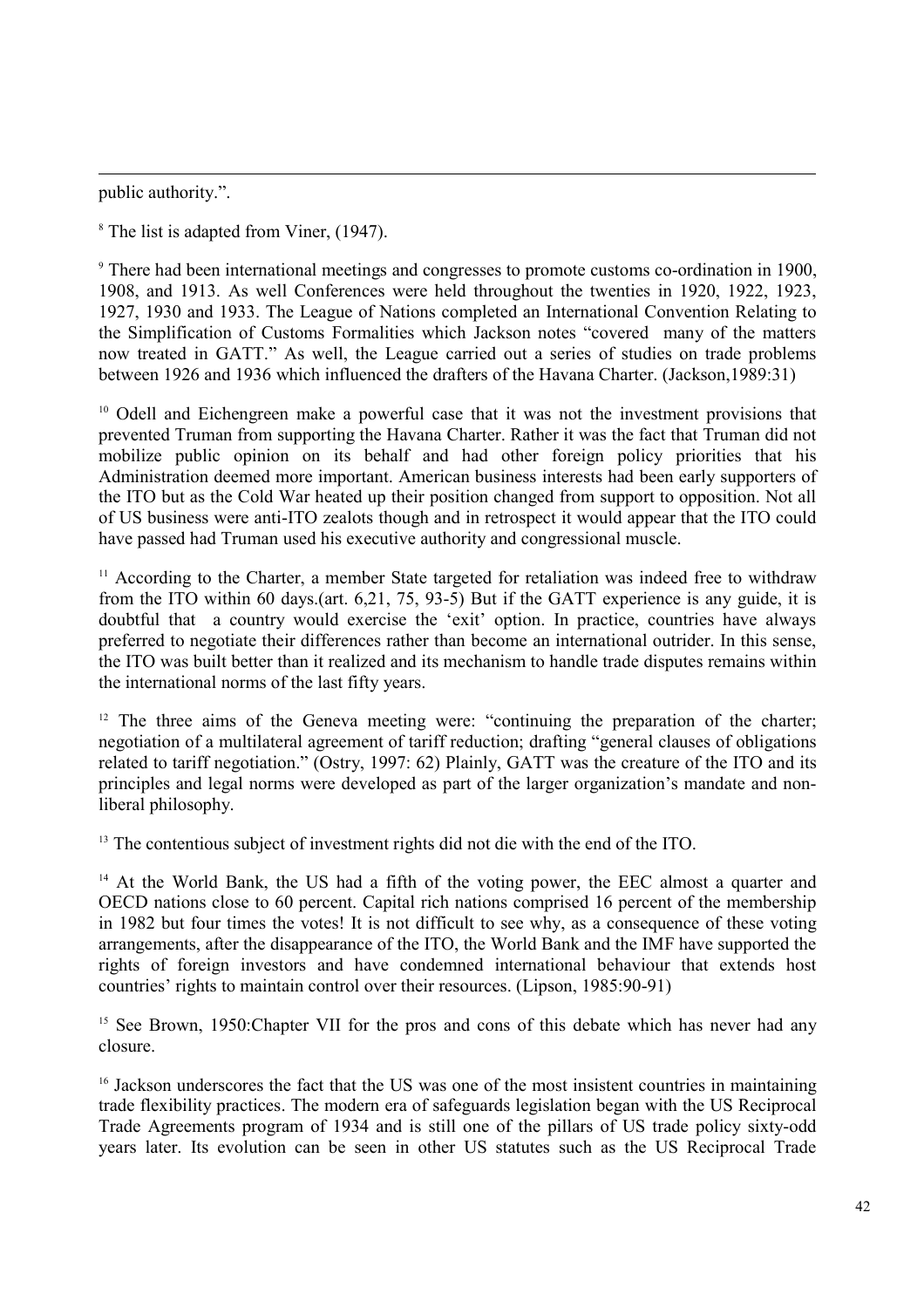public authority.".

[8] The list is adapted from Viner, (1947).

[9] There had been international meetings and congresses to promote customs co-ordination in 1900, 1908, and 1913. As well Conferences were held throughout the twenties in 1920, 1922, 1923, 1927, 1930 and 1933. The League of Nations completed an International Convention Relating to the Simplification of Customs Formalities which Jackson notes "covered many of the matters now treated in GATT." As well, the League carried out a series of studies on trade problems between 1926 and 1936 which influenced the drafters of the Havana Charter. (Jackson,1989:31)

[10] Odell and Eichengreen make a powerful case that it was not the investment provisions that prevented Truman from supporting the Havana Charter. Rather it was the fact that Truman did not mobilize public opinion on its behalf and had other foreign policy priorities that his Administration deemed more important. American business interests had been early supporters of the ITO but as the Cold War heated up their position changed from support to opposition. Not all of US business were anti-ITO zealots though and in retrospect it would appear that the ITO could have passed had Truman used his executive authority and congressional muscle.

[11] According to the Charter, a member State targeted for retaliation was indeed free to withdraw from the ITO within 60 days.(art. 6,21, 75, 93-5) But if the GATT experience is any guide, it is doubtful that a country would exercise the 'exit' option. In practice, countries have always preferred to negotiate their differences rather than become an international outrider. In this sense, the ITO was built better than it realized and its mechanism to handle trade disputes remains within the international norms of the last fifty years.

[12] The three aims of the Geneva meeting were: "continuing the preparation of the charter; negotiation of a multilateral agreement of tariff reduction; drafting "general clauses of obligations related to tariff negotiation." (Ostry, 1997: 62) Plainly, GATT was the creature of the ITO and its principles and legal norms were developed as part of the larger organization's mandate and non-liberal philosophy.

[13] The contentious subject of investment rights did not die with the end of the ITO.

[14] At the World Bank, the US had a fifth of the voting power, the EEC almost a quarter and OECD nations close to 60 percent. Capital rich nations comprised 16 percent of the membership in 1982 but four times the votes! It is not difficult to see why, as a consequence of these voting arrangements, after the disappearance of the ITO, the World Bank and the IMF have supported the rights of foreign investors and have condemned international behaviour that extends host countries' rights to maintain control over their resources. (Lipson, 1985:90-91)

[15] See Brown, 1950:Chapter VII for the pros and cons of this debate which has never had any closure.

[16] Jackson underscores the fact that the US was one of the most insistent countries in maintaining trade flexibility practices. The modern era of safeguards legislation began with the US Reciprocal Trade Agreements program of 1934 and is still one of the pillars of US trade policy sixty-odd years later. Its evolution can be seen in other US statutes such as the US Reciprocal Trade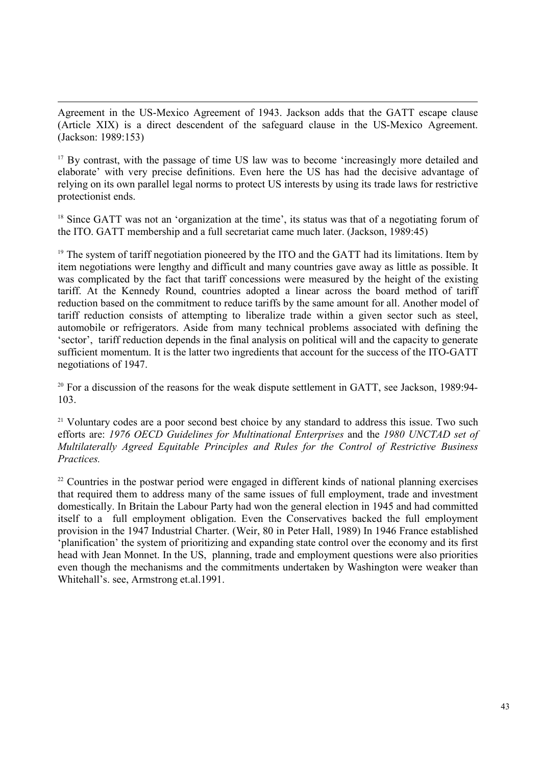Agreement in the US-Mexico Agreement of 1943. Jackson adds that the GATT escape clause (Article XIX) is a direct descendent of the safeguard clause in the US-Mexico Agreement. (Jackson: 1989:153)

[17] By contrast, with the passage of time US law was to become 'increasingly more detailed and elaborate' with very precise definitions. Even here the US has had the decisive advantage of relying on its own parallel legal norms to protect US interests by using its trade laws for restrictive protectionist ends.

[18] Since GATT was not an 'organization at the time', its status was that of a negotiating forum of the ITO. GATT membership and a full secretariat came much later. (Jackson, 1989:45)

[19] The system of tariff negotiation pioneered by the ITO and the GATT had its limitations. Item by item negotiations were lengthy and difficult and many countries gave away as little as possible. It was complicated by the fact that tariff concessions were measured by the height of the existing tariff. At the Kennedy Round, countries adopted a linear across the board method of tariff reduction based on the commitment to reduce tariffs by the same amount for all. Another model of tariff reduction consists of attempting to liberalize trade within a given sector such as steel, automobile or refrigerators. Aside from many technical problems associated with defining the 'sector', tariff reduction depends in the final analysis on political will and the capacity to generate sufficient momentum. It is the latter two ingredients that account for the success of the ITO-GATT negotiations of 1947.

[20] For a discussion of the reasons for the weak dispute settlement in GATT, see Jackson, 1989:94-103.

[21] Voluntary codes are a poor second best choice by any standard to address this issue. Two such efforts are: *1976 OECD Guidelines for Multinational Enterprises* and the *1980 UNCTAD set of Multilaterally Agreed Equitable Principles and Rules for the Control of Restrictive Business Practices.*

[22] Countries in the postwar period were engaged in different kinds of national planning exercises that required them to address many of the same issues of full employment, trade and investment domestically. In Britain the Labour Party had won the general election in 1945 and had committed itself to a full employment obligation. Even the Conservatives backed the full employment provision in the 1947 Industrial Charter. (Weir, 80 in Peter Hall, 1989) In 1946 France established 'planification' the system of prioritizing and expanding state control over the economy and its first head with Jean Monnet. In the US, planning, trade and employment questions were also priorities even though the mechanisms and the commitments undertaken by Washington were weaker than Whitehall's. see, Armstrong et.al.1991.